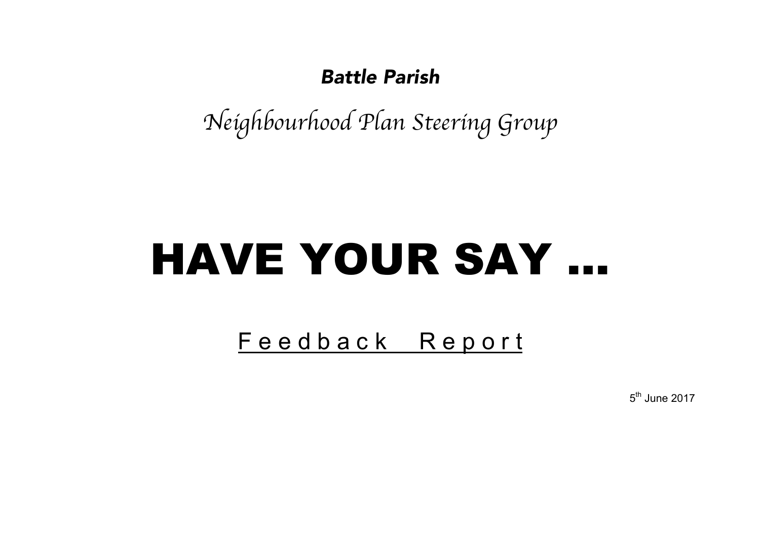***Battle Parish***

*Neighbourhood Plan Steering Group*

# HAVE YOUR SAY …

## Feedback Report

5th June 2017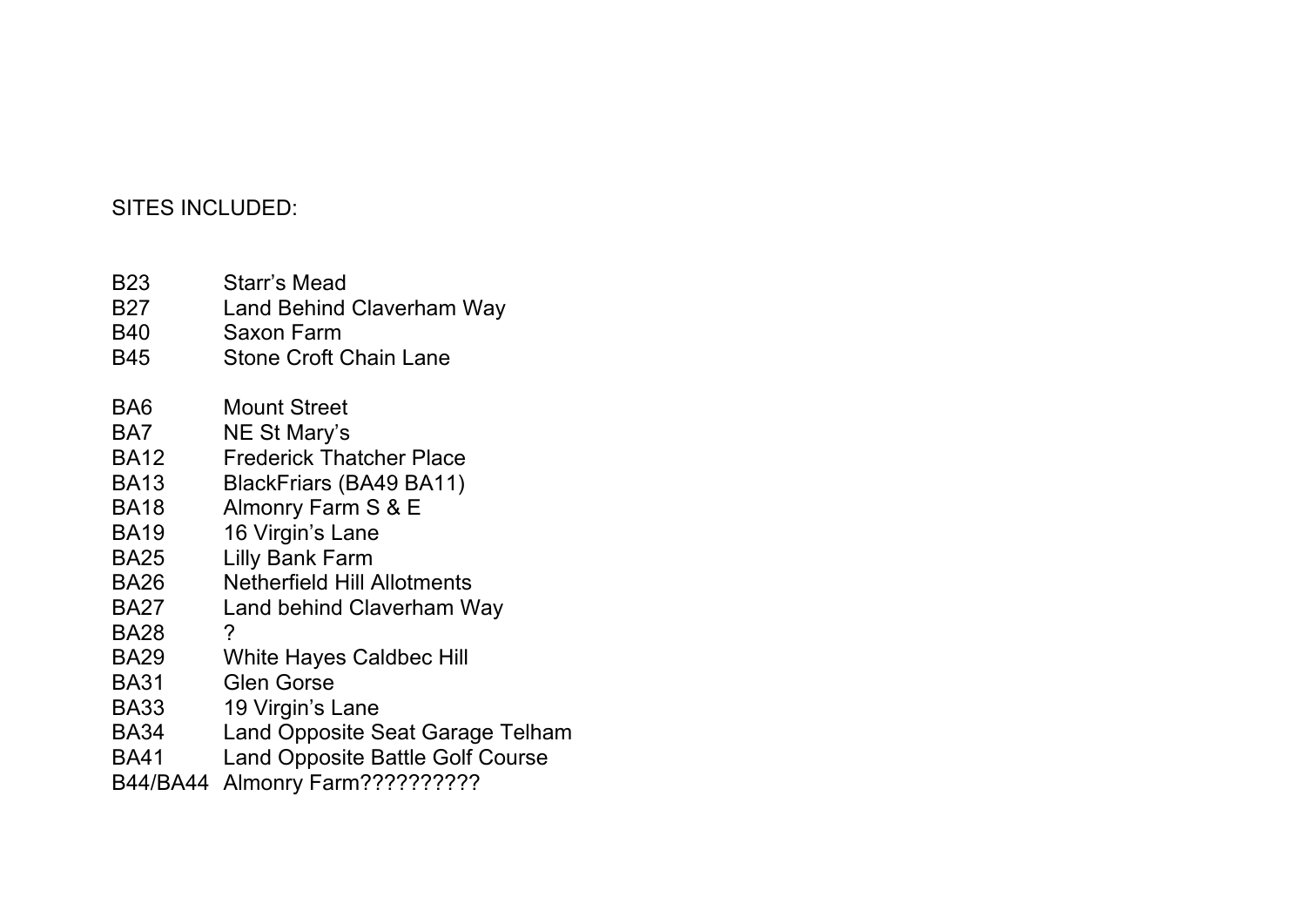SITES INCLUDED:

| | |
|---|---|
| B23 | Starr's Mead |
| B27 | Land Behind Claverham Way |
| B40 | Saxon Farm |
| B45 | Stone Croft Chain Lane |
| | |
| BA6 | Mount Street |
| BA7 | NE St Mary's |
| BA12 | Frederick Thatcher Place |
| BA13 | BlackFriars (BA49 BA11) |
| BA18 | Almonry Farm S & E |
| BA19 | 16 Virgin's Lane |
| BA25 | Lilly Bank Farm |
| BA26 | Netherfield Hill Allotments |
| BA27 | Land behind Claverham Way |
| BA28 | ? |
| BA29 | White Hayes Caldbec Hill |
| BA31 | Glen Gorse |
| BA33 | 19 Virgin's Lane |
| BA34 | Land Opposite Seat Garage Telham |
| BA41 | Land Opposite Battle Golf Course |
| B44/BA44 | Almonry Farm?????????? |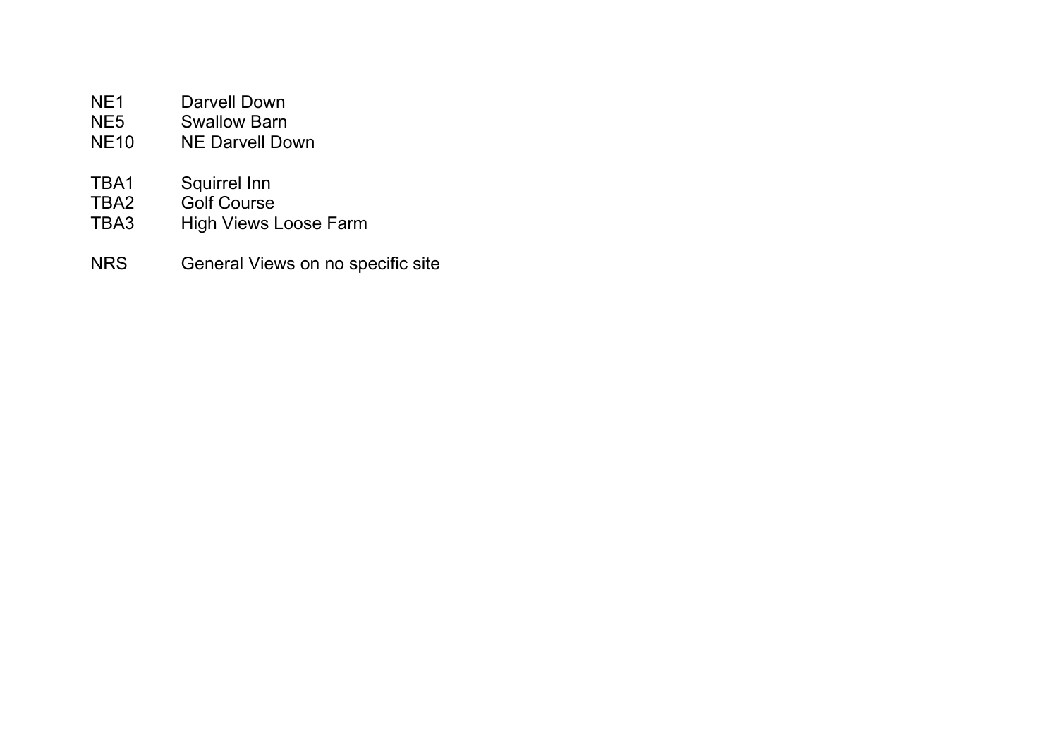| | |
|---|---|
| NE1 | Darvell Down |
| NE5 | Swallow Barn |
| NE10 | NE Darvell Down |
| | |
| TBA1 | Squirrel Inn |
| TBA2 | Golf Course |
| TBA3 | High Views Loose Farm |
| | |
| NRS | General Views on no specific site |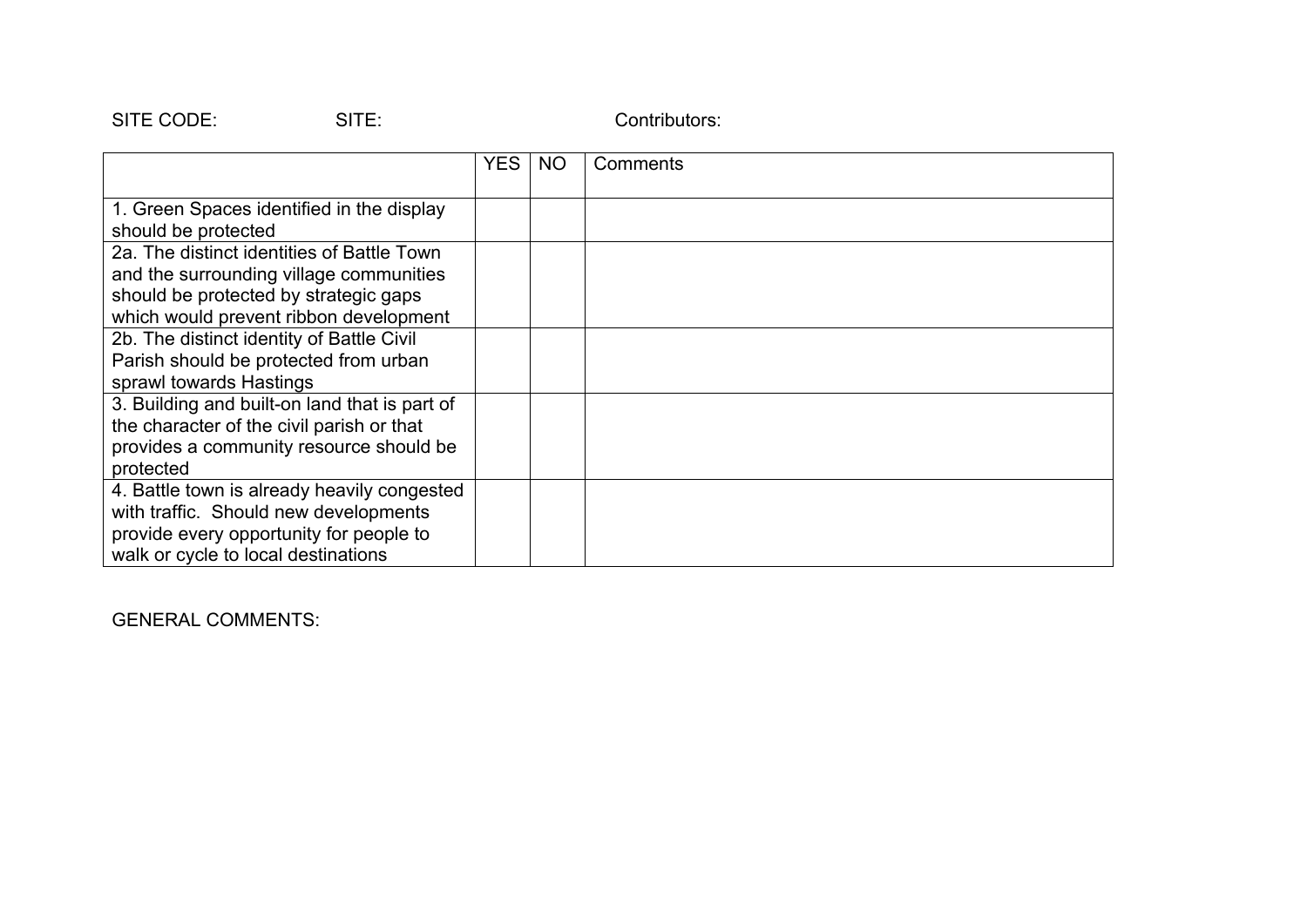SITE CODE: SITE: Contributors:

| | YES | NO | Comments |
|---|---|---|---|
| 1. Green Spaces identified in the display should be protected | | | |
| 2a. The distinct identities of Battle Town and the surrounding village communities should be protected by strategic gaps which would prevent ribbon development | | | |
| 2b. The distinct identity of Battle Civil Parish should be protected from urban sprawl towards Hastings | | | |
| 3. Building and built-on land that is part of the character of the civil parish or that provides a community resource should be protected | | | |
| 4. Battle town is already heavily congested with traffic. Should new developments provide every opportunity for people to walk or cycle to local destinations | | | |

GENERAL COMMENTS: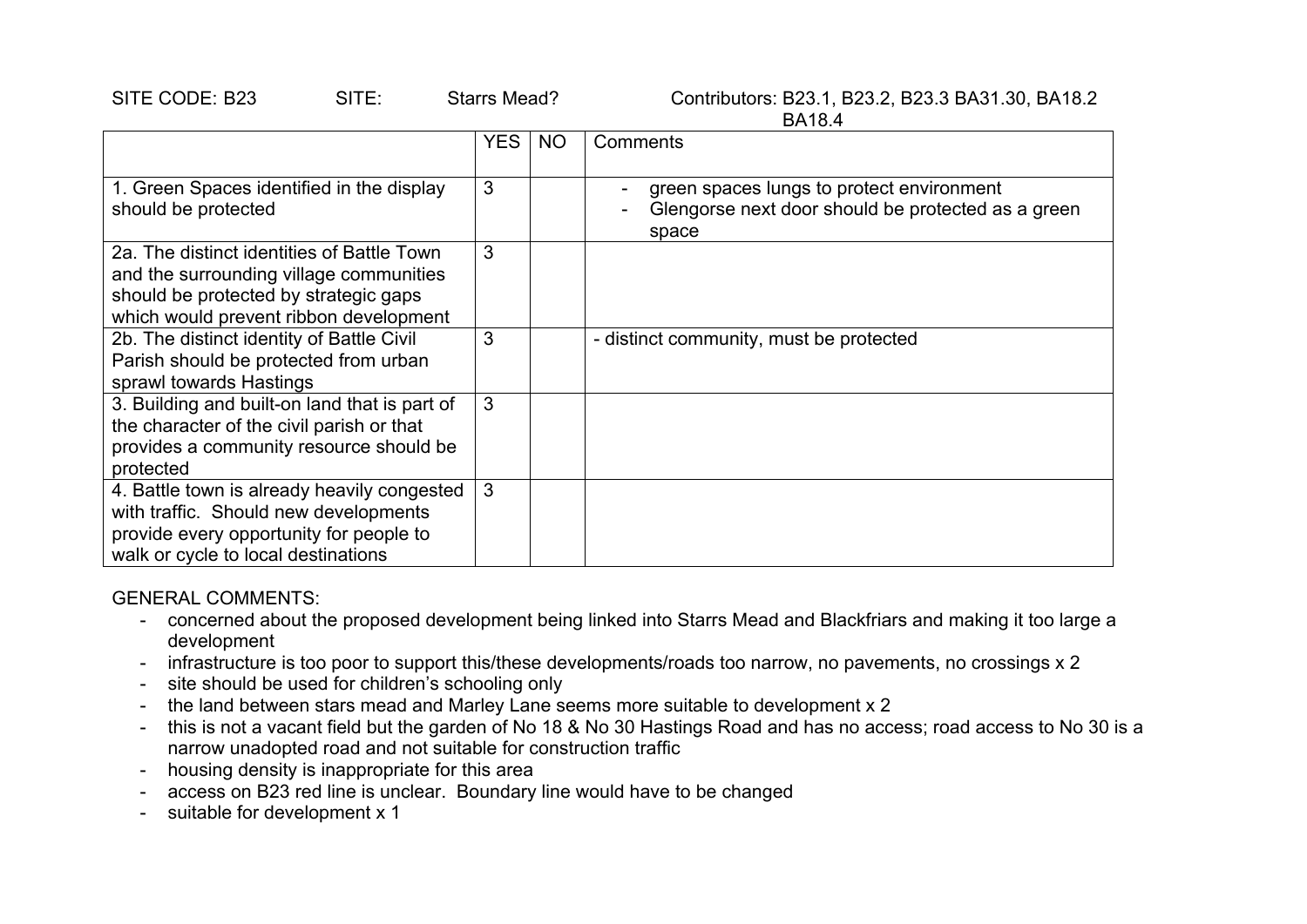SITE CODE: B23 SITE: Starrs Mead? Contributors: B23.1, B23.2, B23.3 BA31.30, BA18.2 BA18.4

| | YES | NO | Comments |
|---|---|---|---|
| 1. Green Spaces identified in the display should be protected | 3 | | - green spaces lungs to protect environment<br>- Glengorse next door should be protected as a green space |
| 2a. The distinct identities of Battle Town and the surrounding village communities should be protected by strategic gaps which would prevent ribbon development | 3 | | |
| 2b. The distinct identity of Battle Civil Parish should be protected from urban sprawl towards Hastings | 3 | | - distinct community, must be protected |
| 3. Building and built-on land that is part of the character of the civil parish or that provides a community resource should be protected | 3 | | |
| 4. Battle town is already heavily congested with traffic. Should new developments provide every opportunity for people to walk or cycle to local destinations | 3 | | |

GENERAL COMMENTS:

- concerned about the proposed development being linked into Starrs Mead and Blackfriars and making it too large a development
- infrastructure is too poor to support this/these developments/roads too narrow, no pavements, no crossings x 2
- site should be used for children's schooling only
- the land between stars mead and Marley Lane seems more suitable to development x 2
- this is not a vacant field but the garden of No 18 & No 30 Hastings Road and has no access; road access to No 30 is a narrow unadopted road and not suitable for construction traffic
- housing density is inappropriate for this area
- access on B23 red line is unclear. Boundary line would have to be changed
- suitable for development x 1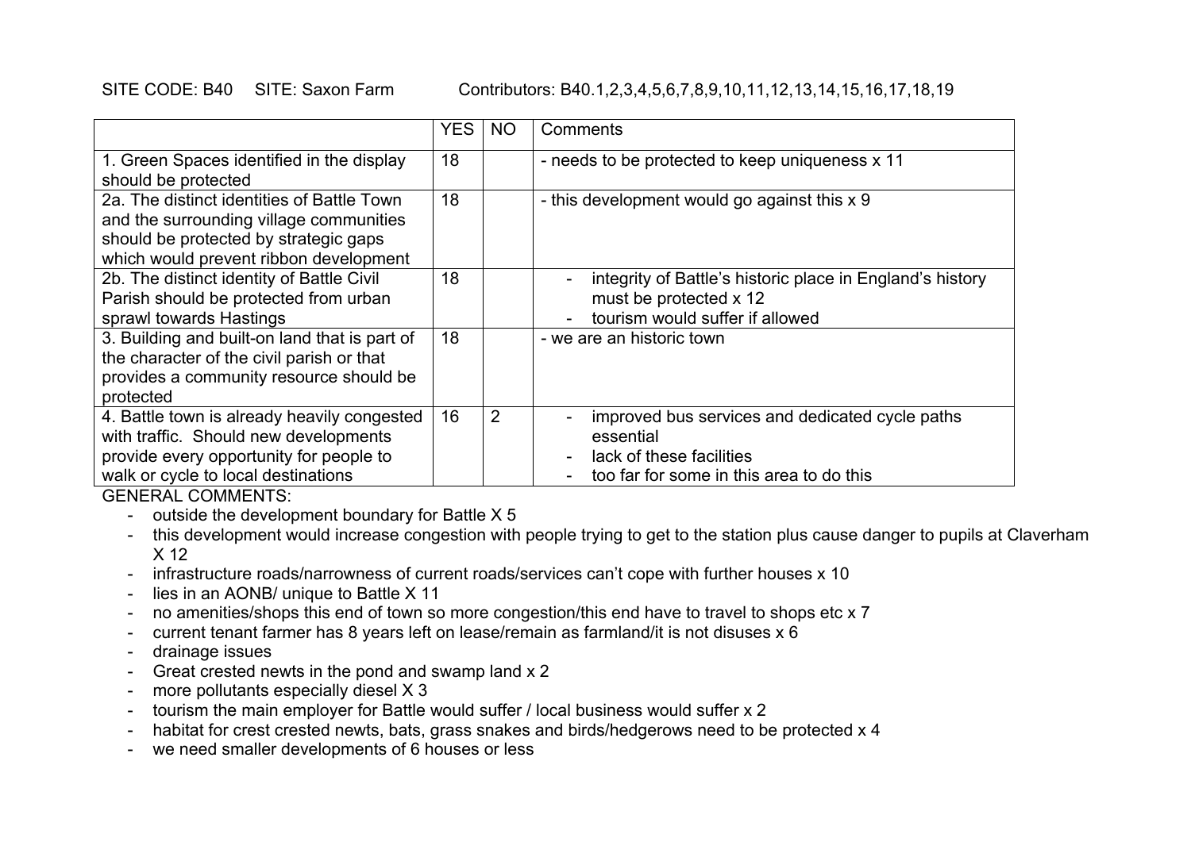SITE CODE: B40 SITE: Saxon Farm Contributors: B40.1,2,3,4,5,6,7,8,9,10,11,12,13,14,15,16,17,18,19

| | YES | NO | Comments |
|---|---|---|---|
| 1. Green Spaces identified in the display should be protected | 18 | | - needs to be protected to keep uniqueness x 11 |
| 2a. The distinct identities of Battle Town and the surrounding village communities should be protected by strategic gaps which would prevent ribbon development | 18 | | - this development would go against this x 9 |
| 2b. The distinct identity of Battle Civil Parish should be protected from urban sprawl towards Hastings | 18 | | - integrity of Battle's historic place in England's history must be protected x 12<br>- tourism would suffer if allowed |
| 3. Building and built-on land that is part of the character of the civil parish or that provides a community resource should be protected | 18 | | - we are an historic town |
| 4. Battle town is already heavily congested with traffic. Should new developments provide every opportunity for people to walk or cycle to local destinations | 16 | 2 | - improved bus services and dedicated cycle paths essential<br>- lack of these facilities<br>- too far for some in this area to do this |

GENERAL COMMENTS:

- outside the development boundary for Battle X 5
- this development would increase congestion with people trying to get to the station plus cause danger to pupils at Claverham X 12
- infrastructure roads/narrowness of current roads/services can't cope with further houses x 10
- lies in an AONB/ unique to Battle X 11
- no amenities/shops this end of town so more congestion/this end have to travel to shops etc x 7
- current tenant farmer has 8 years left on lease/remain as farmland/it is not disuses x 6
- drainage issues
- Great crested newts in the pond and swamp land x 2
- more pollutants especially diesel X 3
- tourism the main employer for Battle would suffer / local business would suffer x 2
- habitat for crest crested newts, bats, grass snakes and birds/hedgerows need to be protected x 4
- we need smaller developments of 6 houses or less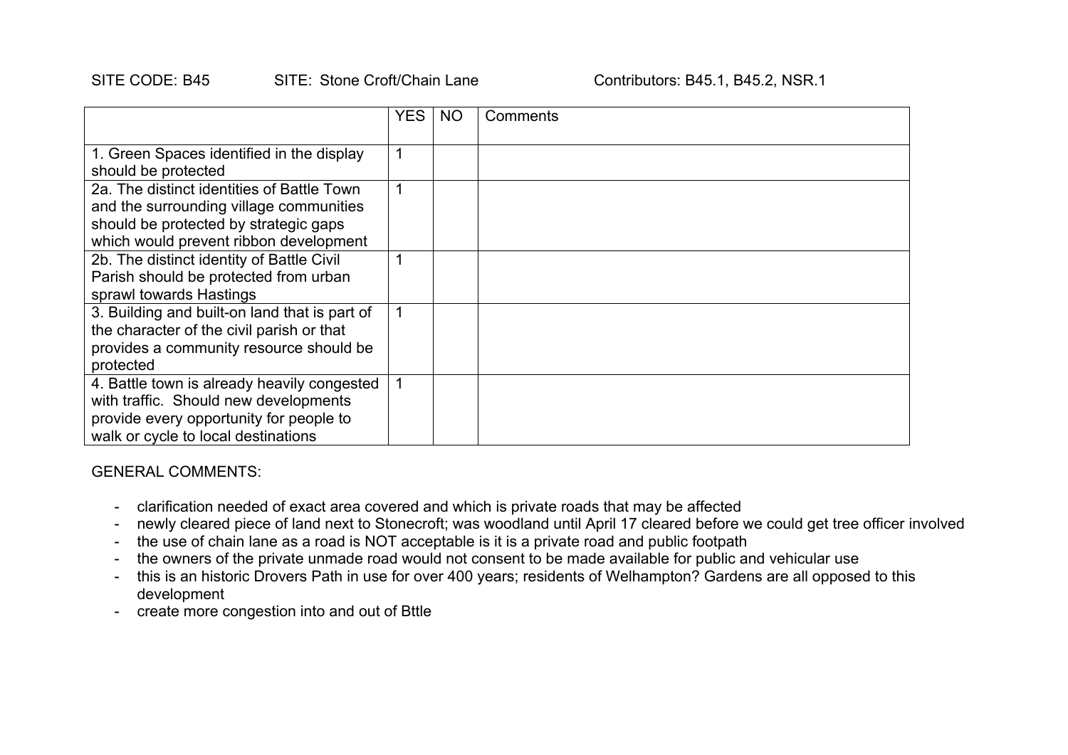SITE CODE: B45 SITE: Stone Croft/Chain Lane Contributors: B45.1, B45.2, NSR.1

| | YES | NO | Comments |
|---|---|---|---|
| 1. Green Spaces identified in the display should be protected | 1 | | |
| 2a. The distinct identities of Battle Town and the surrounding village communities should be protected by strategic gaps which would prevent ribbon development | 1 | | |
| 2b. The distinct identity of Battle Civil Parish should be protected from urban sprawl towards Hastings | 1 | | |
| 3. Building and built-on land that is part of the character of the civil parish or that provides a community resource should be protected | 1 | | |
| 4. Battle town is already heavily congested with traffic. Should new developments provide every opportunity for people to walk or cycle to local destinations | 1 | | |

GENERAL COMMENTS:

- clarification needed of exact area covered and which is private roads that may be affected
- newly cleared piece of land next to Stonecroft; was woodland until April 17 cleared before we could get tree officer involved
- the use of chain lane as a road is NOT acceptable is it is a private road and public footpath
- the owners of the private unmade road would not consent to be made available for public and vehicular use
- this is an historic Drovers Path in use for over 400 years; residents of Welhampton? Gardens are all opposed to this development
- create more congestion into and out of Bttle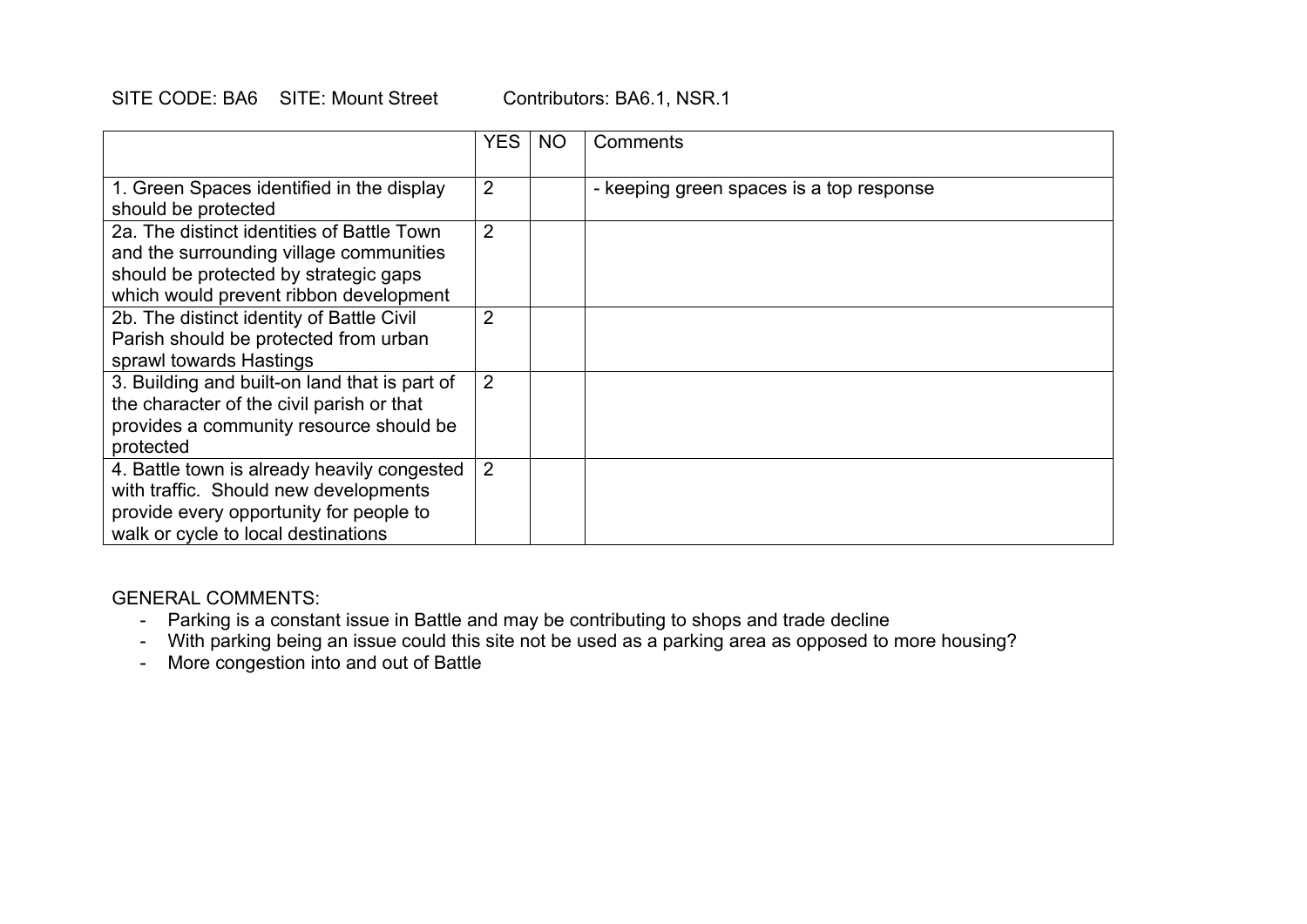SITE CODE: BA6    SITE: Mount Street    Contributors: BA6.1, NSR.1

| | YES | NO | Comments |
|---|---|---|---|
| 1. Green Spaces identified in the display should be protected | 2 | | - keeping green spaces is a top response |
| 2a. The distinct identities of Battle Town and the surrounding village communities should be protected by strategic gaps which would prevent ribbon development | 2 | | |
| 2b. The distinct identity of Battle Civil Parish should be protected from urban sprawl towards Hastings | 2 | | |
| 3. Building and built-on land that is part of the character of the civil parish or that provides a community resource should be protected | 2 | | |
| 4. Battle town is already heavily congested with traffic. Should new developments provide every opportunity for people to walk or cycle to local destinations | 2 | | |

GENERAL COMMENTS:

- Parking is a constant issue in Battle and may be contributing to shops and trade decline
- With parking being an issue could this site not be used as a parking area as opposed to more housing?
- More congestion into and out of Battle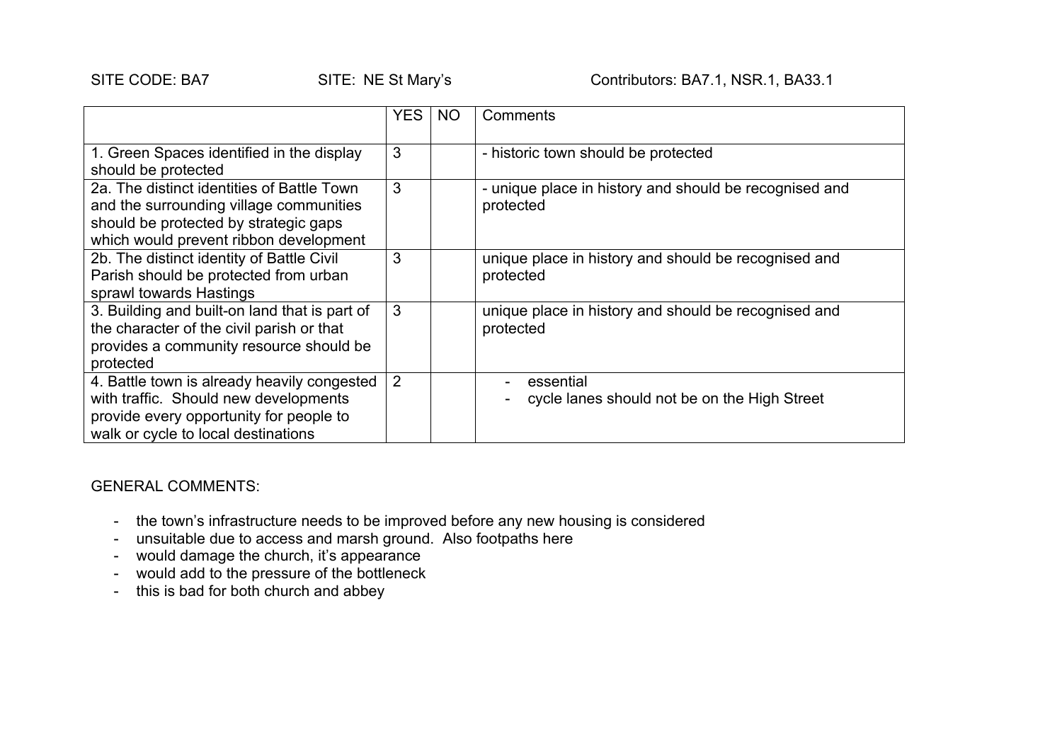SITE CODE: BA7 SITE: NE St Mary's Contributors: BA7.1, NSR.1, BA33.1

| | YES | NO | Comments |
|---|---|---|---|
| 1. Green Spaces identified in the display should be protected | 3 | | - historic town should be protected |
| 2a. The distinct identities of Battle Town and the surrounding village communities should be protected by strategic gaps which would prevent ribbon development | 3 | | - unique place in history and should be recognised and protected |
| 2b. The distinct identity of Battle Civil Parish should be protected from urban sprawl towards Hastings | 3 | | unique place in history and should be recognised and protected |
| 3. Building and built-on land that is part of the character of the civil parish or that provides a community resource should be protected | 3 | | unique place in history and should be recognised and protected |
| 4. Battle town is already heavily congested with traffic. Should new developments provide every opportunity for people to walk or cycle to local destinations | 2 | | - essential<br>- cycle lanes should not be on the High Street |

GENERAL COMMENTS:

- the town's infrastructure needs to be improved before any new housing is considered
- unsuitable due to access and marsh ground. Also footpaths here
- would damage the church, it's appearance
- would add to the pressure of the bottleneck
- this is bad for both church and abbey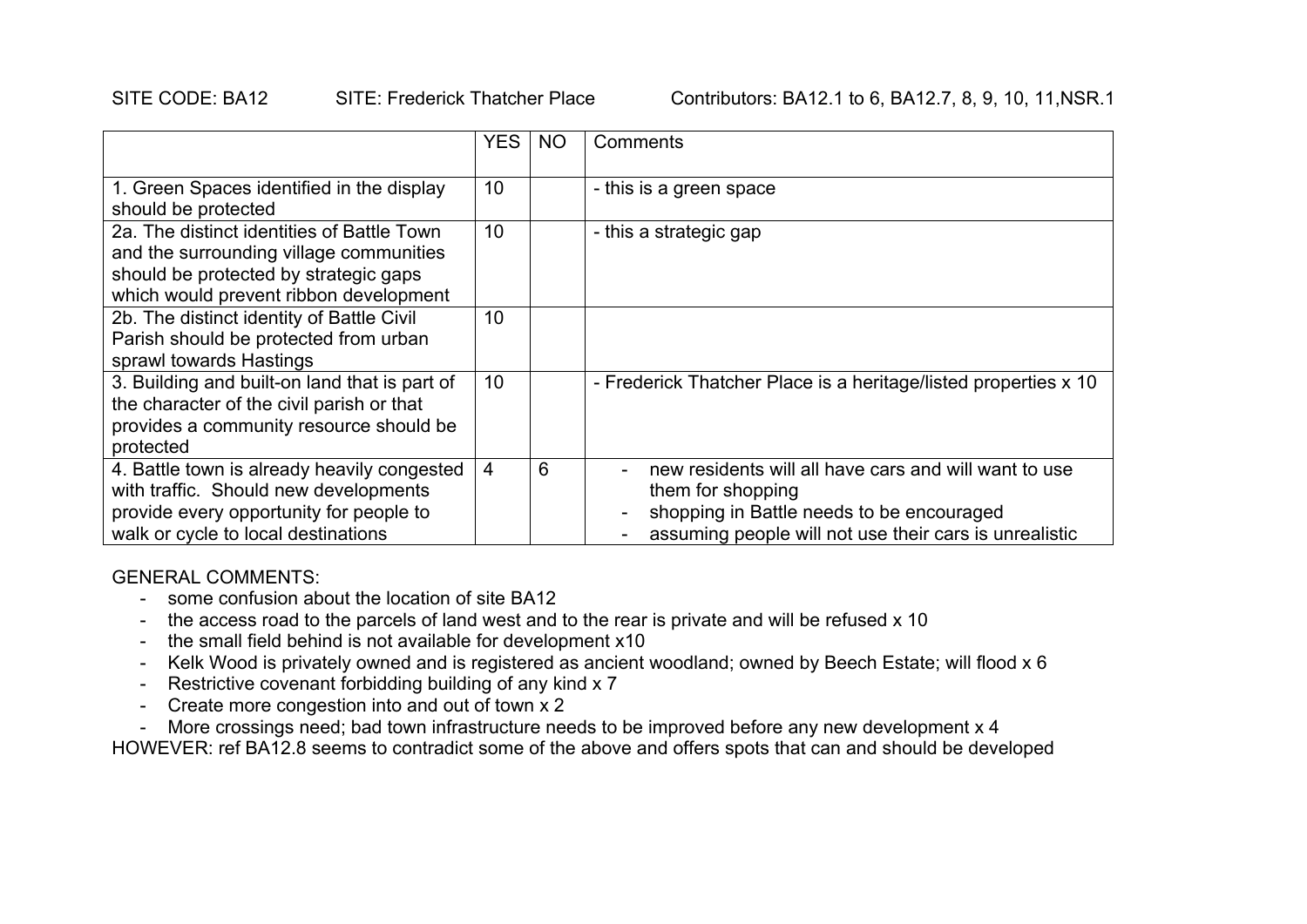SITE CODE: BA12 SITE: Frederick Thatcher Place Contributors: BA12.1 to 6, BA12.7, 8, 9, 10, 11,NSR.1

| | YES | NO | Comments |
|---|---|---|---|
| 1. Green Spaces identified in the display should be protected | 10 | | - this is a green space |
| 2a. The distinct identities of Battle Town and the surrounding village communities should be protected by strategic gaps which would prevent ribbon development | 10 | | - this a strategic gap |
| 2b. The distinct identity of Battle Civil Parish should be protected from urban sprawl towards Hastings | 10 | | |
| 3. Building and built-on land that is part of the character of the civil parish or that provides a community resource should be protected | 10 | | - Frederick Thatcher Place is a heritage/listed properties x 10 |
| 4. Battle town is already heavily congested with traffic. Should new developments provide every opportunity for people to walk or cycle to local destinations | 4 | 6 | - new residents will all have cars and will want to use them for shopping<br>- shopping in Battle needs to be encouraged<br>- assuming people will not use their cars is unrealistic |

GENERAL COMMENTS:

- some confusion about the location of site BA12
- the access road to the parcels of land west and to the rear is private and will be refused x 10
- the small field behind is not available for development x10
- Kelk Wood is privately owned and is registered as ancient woodland; owned by Beech Estate; will flood x 6
- Restrictive covenant forbidding building of any kind x 7
- Create more congestion into and out of town x 2
- More crossings need; bad town infrastructure needs to be improved before any new development x 4

HOWEVER: ref BA12.8 seems to contradict some of the above and offers spots that can and should be developed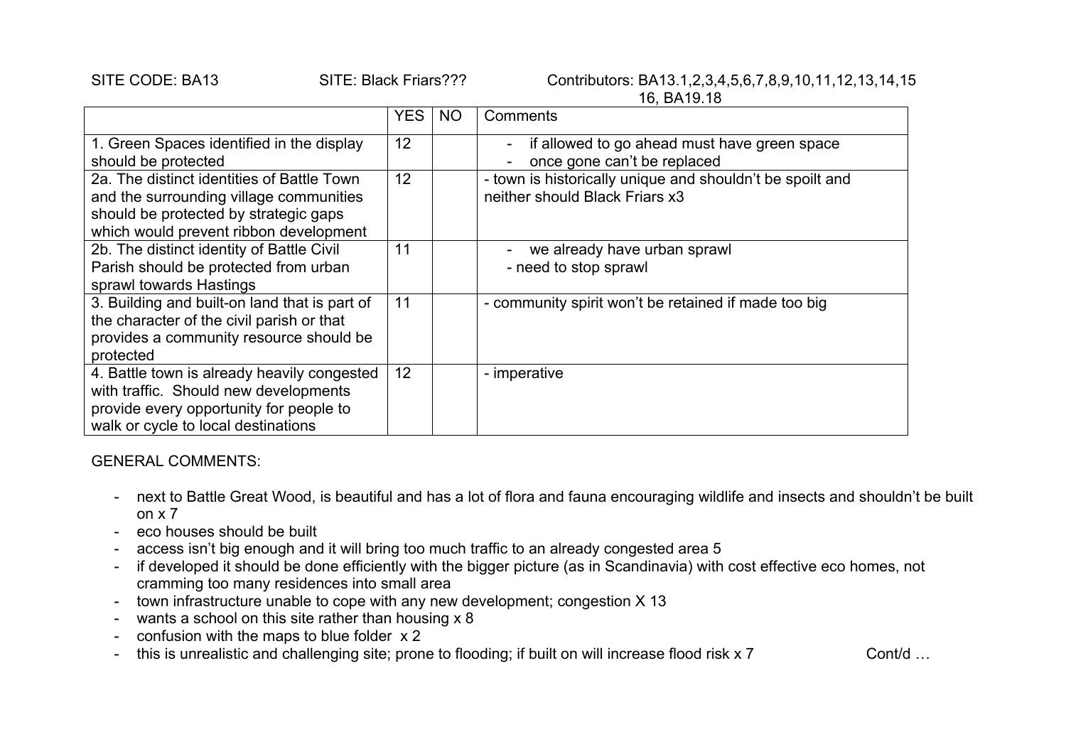SITE CODE: BA13 SITE: Black Friars??? Contributors: BA13.1,2,3,4,5,6,7,8,9,10,11,12,13,14,15 16, BA19.18

| | YES | NO | Comments |
|---|---|---|---|
| 1. Green Spaces identified in the display should be protected | 12 | | - if allowed to go ahead must have green space<br>- once gone can't be replaced |
| 2a. The distinct identities of Battle Town and the surrounding village communities should be protected by strategic gaps which would prevent ribbon development | 12 | | - town is historically unique and shouldn't be spoilt and neither should Black Friars x3 |
| 2b. The distinct identity of Battle Civil Parish should be protected from urban sprawl towards Hastings | 11 | | - we already have urban sprawl<br>- need to stop sprawl |
| 3. Building and built-on land that is part of the character of the civil parish or that provides a community resource should be protected | 11 | | - community spirit won't be retained if made too big |
| 4. Battle town is already heavily congested with traffic. Should new developments provide every opportunity for people to walk or cycle to local destinations | 12 | | - imperative |

GENERAL COMMENTS:

- next to Battle Great Wood, is beautiful and has a lot of flora and fauna encouraging wildlife and insects and shouldn't be built on x 7
- eco houses should be built
- access isn't big enough and it will bring too much traffic to an already congested area 5
- if developed it should be done efficiently with the bigger picture (as in Scandinavia) with cost effective eco homes, not cramming too many residences into small area
- town infrastructure unable to cope with any new development; congestion X 13
- wants a school on this site rather than housing x 8
- confusion with the maps to blue folder x 2
- this is unrealistic and challenging site; prone to flooding; if built on will increase flood risk x 7

Cont/d …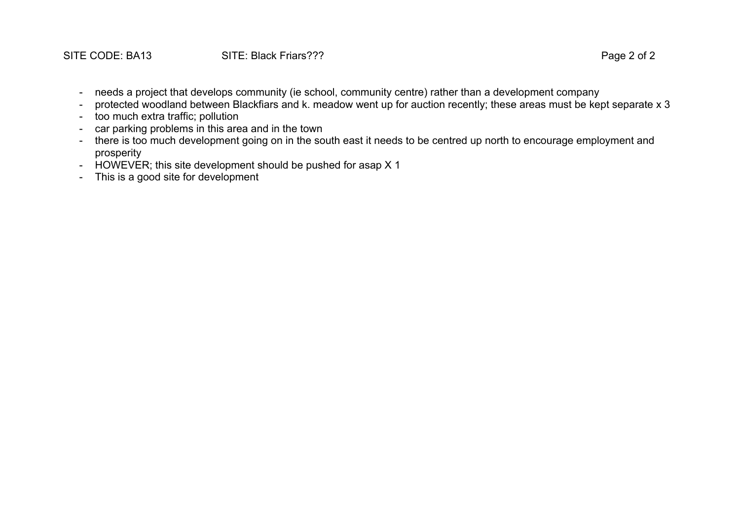SITE CODE: BA13 SITE: Black Friars???

- needs a project that develops community (ie school, community centre) rather than a development company
- protected woodland between Blackfiars and k. meadow went up for auction recently; these areas must be kept separate x 3
- too much extra traffic; pollution
- car parking problems in this area and in the town
- there is too much development going on in the south east it needs to be centred up north to encourage employment and prosperity
- HOWEVER; this site development should be pushed for asap X 1
- This is a good site for development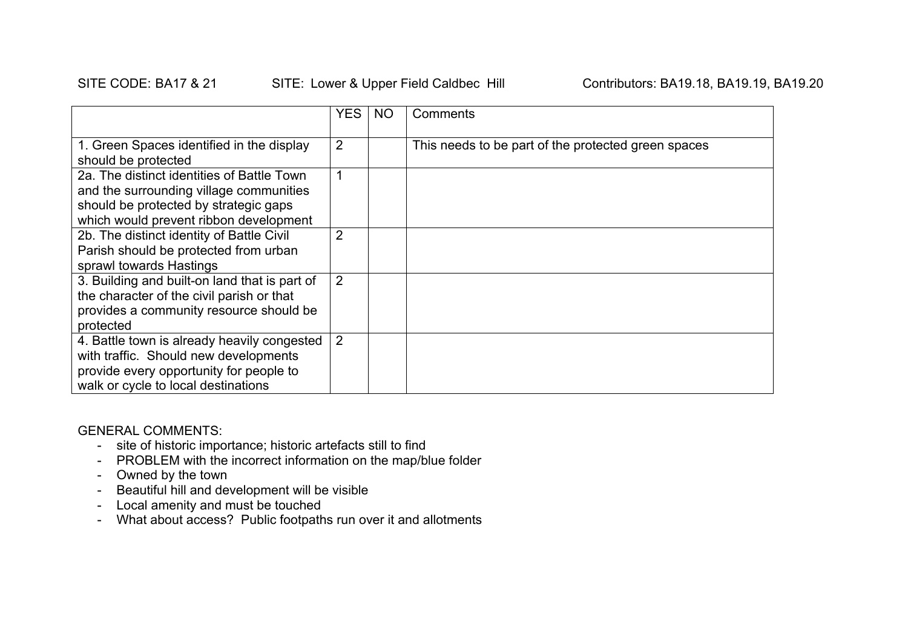SITE CODE: BA17 & 21 SITE: Lower & Upper Field Caldbec Hill Contributors: BA19.18, BA19.19, BA19.20

| | YES | NO | Comments |
|---|---|---|---|
| 1. Green Spaces identified in the display should be protected | 2 | | This needs to be part of the protected green spaces |
| 2a. The distinct identities of Battle Town and the surrounding village communities should be protected by strategic gaps which would prevent ribbon development | 1 | | |
| 2b. The distinct identity of Battle Civil Parish should be protected from urban sprawl towards Hastings | 2 | | |
| 3. Building and built-on land that is part of the character of the civil parish or that provides a community resource should be protected | 2 | | |
| 4. Battle town is already heavily congested with traffic. Should new developments provide every opportunity for people to walk or cycle to local destinations | 2 | | |

GENERAL COMMENTS:

- site of historic importance; historic artefacts still to find
- PROBLEM with the incorrect information on the map/blue folder
- Owned by the town
- Beautiful hill and development will be visible
- Local amenity and must be touched
- What about access? Public footpaths run over it and allotments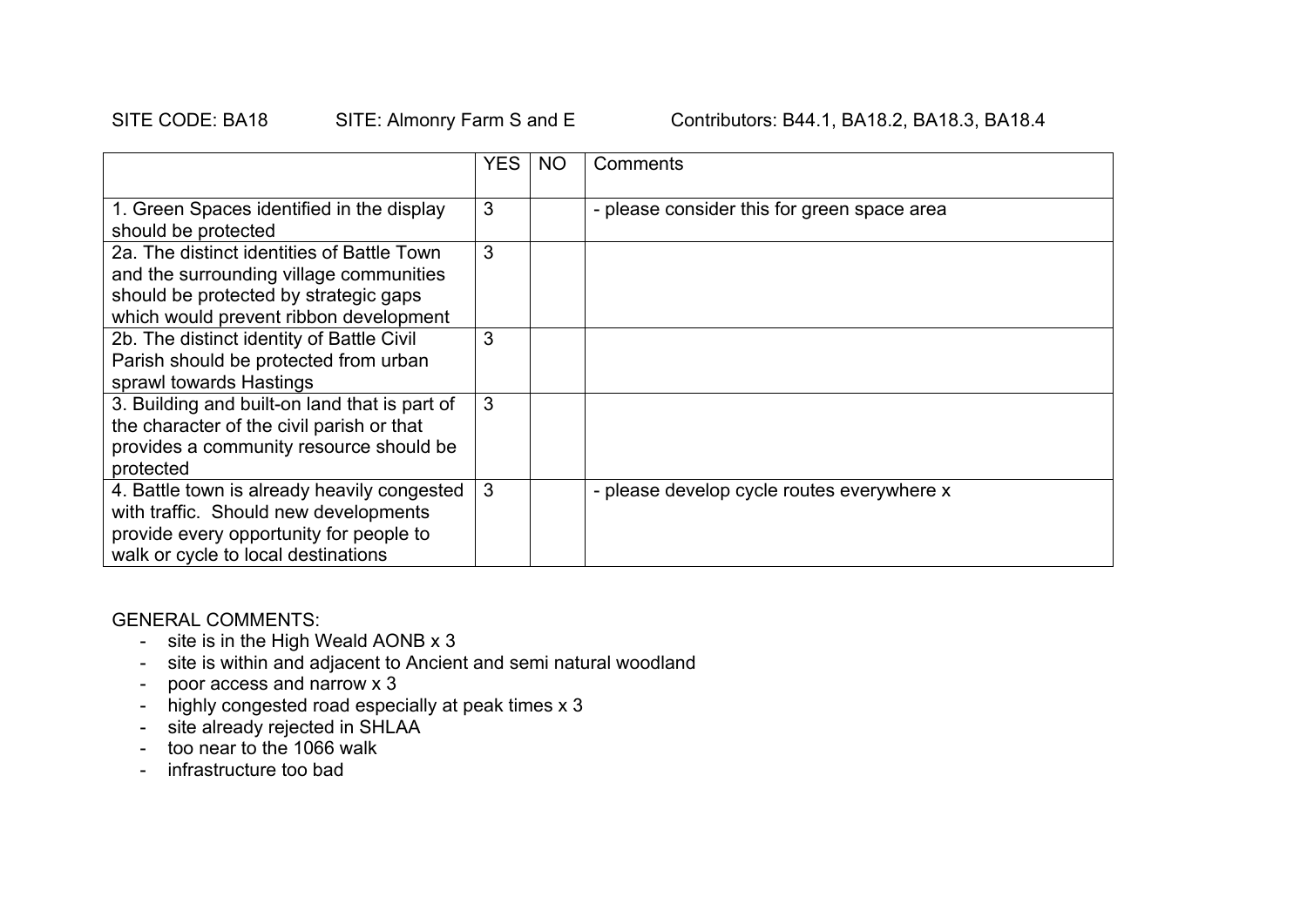SITE CODE: BA18 SITE: Almonry Farm S and E Contributors: B44.1, BA18.2, BA18.3, BA18.4

| | YES | NO | Comments |
|---|---|---|---|
| 1. Green Spaces identified in the display should be protected | 3 | | - please consider this for green space area |
| 2a. The distinct identities of Battle Town and the surrounding village communities should be protected by strategic gaps which would prevent ribbon development | 3 | | |
| 2b. The distinct identity of Battle Civil Parish should be protected from urban sprawl towards Hastings | 3 | | |
| 3. Building and built-on land that is part of the character of the civil parish or that provides a community resource should be protected | 3 | | |
| 4. Battle town is already heavily congested with traffic. Should new developments provide every opportunity for people to walk or cycle to local destinations | 3 | | - please develop cycle routes everywhere x |

GENERAL COMMENTS:

- site is in the High Weald AONB x 3
- site is within and adjacent to Ancient and semi natural woodland
- poor access and narrow x 3
- highly congested road especially at peak times x 3
- site already rejected in SHLAA
- too near to the 1066 walk
- infrastructure too bad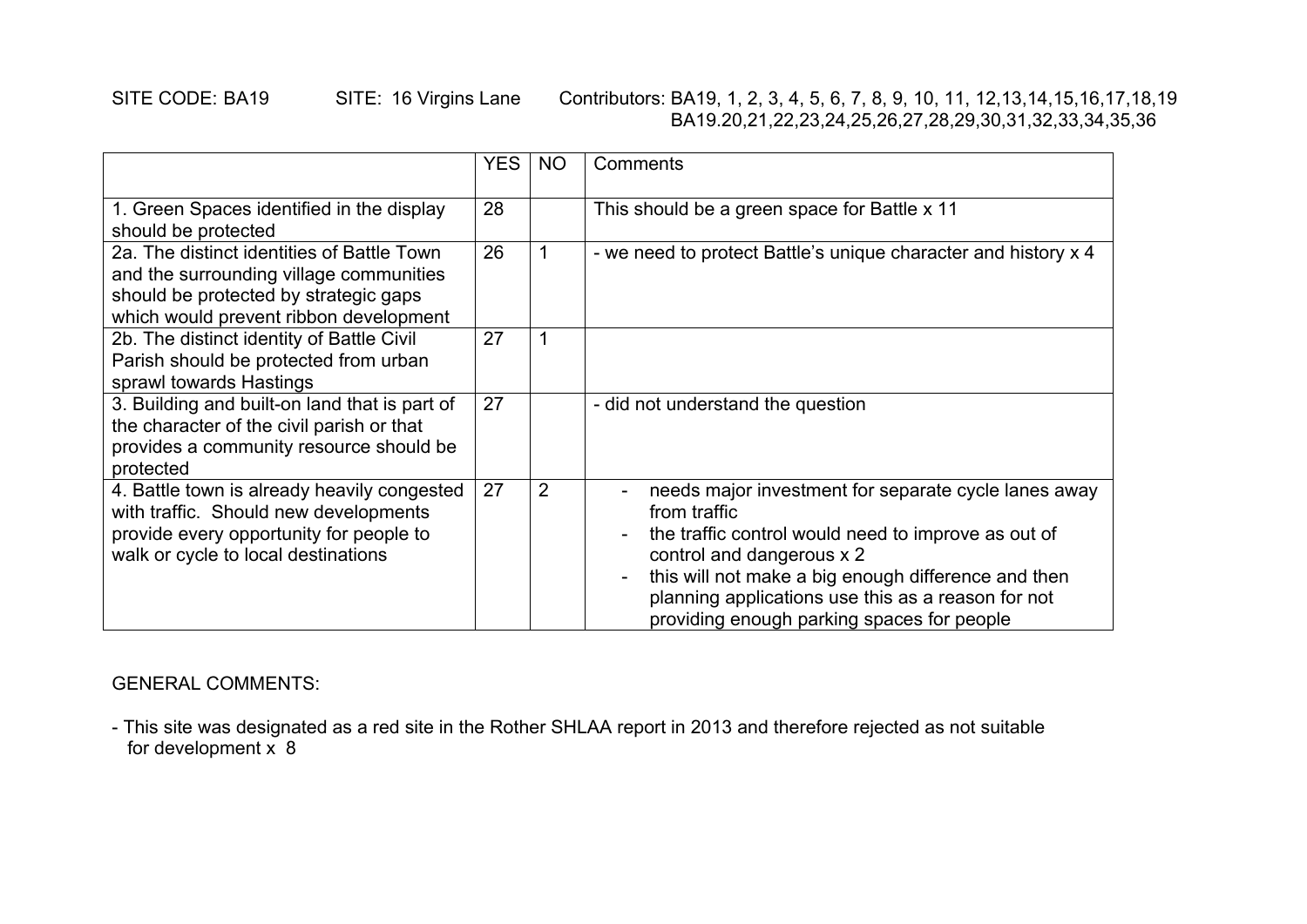SITE CODE: BA19 SITE: 16 Virgins Lane Contributors: BA19, 1, 2, 3, 4, 5, 6, 7, 8, 9, 10, 11, 12,13,14,15,16,17,18,19 BA19.20,21,22,23,24,25,26,27,28,29,30,31,32,33,34,35,36

| | YES | NO | Comments |
|---|---|---|---|
| 1. Green Spaces identified in the display should be protected | 28 | | This should be a green space for Battle x 11 |
| 2a. The distinct identities of Battle Town and the surrounding village communities should be protected by strategic gaps which would prevent ribbon development | 26 | 1 | - we need to protect Battle's unique character and history x 4 |
| 2b. The distinct identity of Battle Civil Parish should be protected from urban sprawl towards Hastings | 27 | 1 | |
| 3. Building and built-on land that is part of the character of the civil parish or that provides a community resource should be protected | 27 | | - did not understand the question |
| 4. Battle town is already heavily congested with traffic. Should new developments provide every opportunity for people to walk or cycle to local destinations | 27 | 2 | - needs major investment for separate cycle lanes away from traffic<br>- the traffic control would need to improve as out of control and dangerous x 2<br>- this will not make a big enough difference and then planning applications use this as a reason for not providing enough parking spaces for people |

GENERAL COMMENTS:

- This site was designated as a red site in the Rother SHLAA report in 2013 and therefore rejected as not suitable for development x 8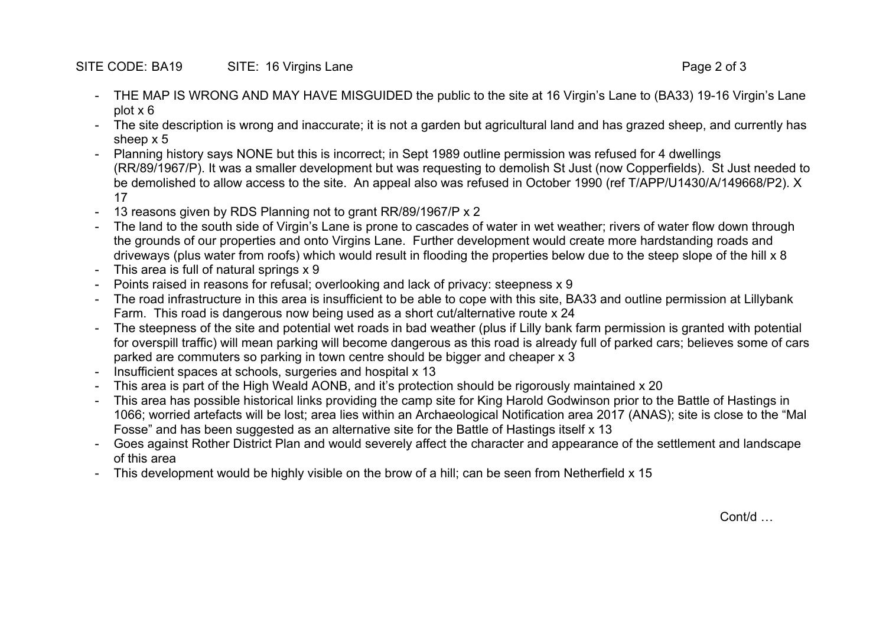SITE CODE: BA19 SITE: 16 Virgins Lane

- THE MAP IS WRONG AND MAY HAVE MISGUIDED the public to the site at 16 Virgin's Lane to (BA33) 19-16 Virgin's Lane plot x 6
- The site description is wrong and inaccurate; it is not a garden but agricultural land and has grazed sheep, and currently has sheep x 5
- Planning history says NONE but this is incorrect; in Sept 1989 outline permission was refused for 4 dwellings (RR/89/1967/P). It was a smaller development but was requesting to demolish St Just (now Copperfields). St Just needed to be demolished to allow access to the site. An appeal also was refused in October 1990 (ref T/APP/U1430/A/149668/P2). X 17
- 13 reasons given by RDS Planning not to grant RR/89/1967/P x 2
- The land to the south side of Virgin's Lane is prone to cascades of water in wet weather; rivers of water flow down through the grounds of our properties and onto Virgins Lane. Further development would create more hardstanding roads and driveways (plus water from roofs) which would result in flooding the properties below due to the steep slope of the hill x 8
- This area is full of natural springs x 9
- Points raised in reasons for refusal; overlooking and lack of privacy: steepness x 9
- The road infrastructure in this area is insufficient to be able to cope with this site, BA33 and outline permission at Lillybank Farm. This road is dangerous now being used as a short cut/alternative route x 24
- The steepness of the site and potential wet roads in bad weather (plus if Lilly bank farm permission is granted with potential for overspill traffic) will mean parking will become dangerous as this road is already full of parked cars; believes some of cars parked are commuters so parking in town centre should be bigger and cheaper x 3
- Insufficient spaces at schools, surgeries and hospital x 13
- This area is part of the High Weald AONB, and it's protection should be rigorously maintained x 20
- This area has possible historical links providing the camp site for King Harold Godwinson prior to the Battle of Hastings in 1066; worried artefacts will be lost; area lies within an Archaeological Notification area 2017 (ANAS); site is close to the "Mal Fosse" and has been suggested as an alternative site for the Battle of Hastings itself x 13
- Goes against Rother District Plan and would severely affect the character and appearance of the settlement and landscape of this area
- This development would be highly visible on the brow of a hill; can be seen from Netherfield x 15

Cont/d …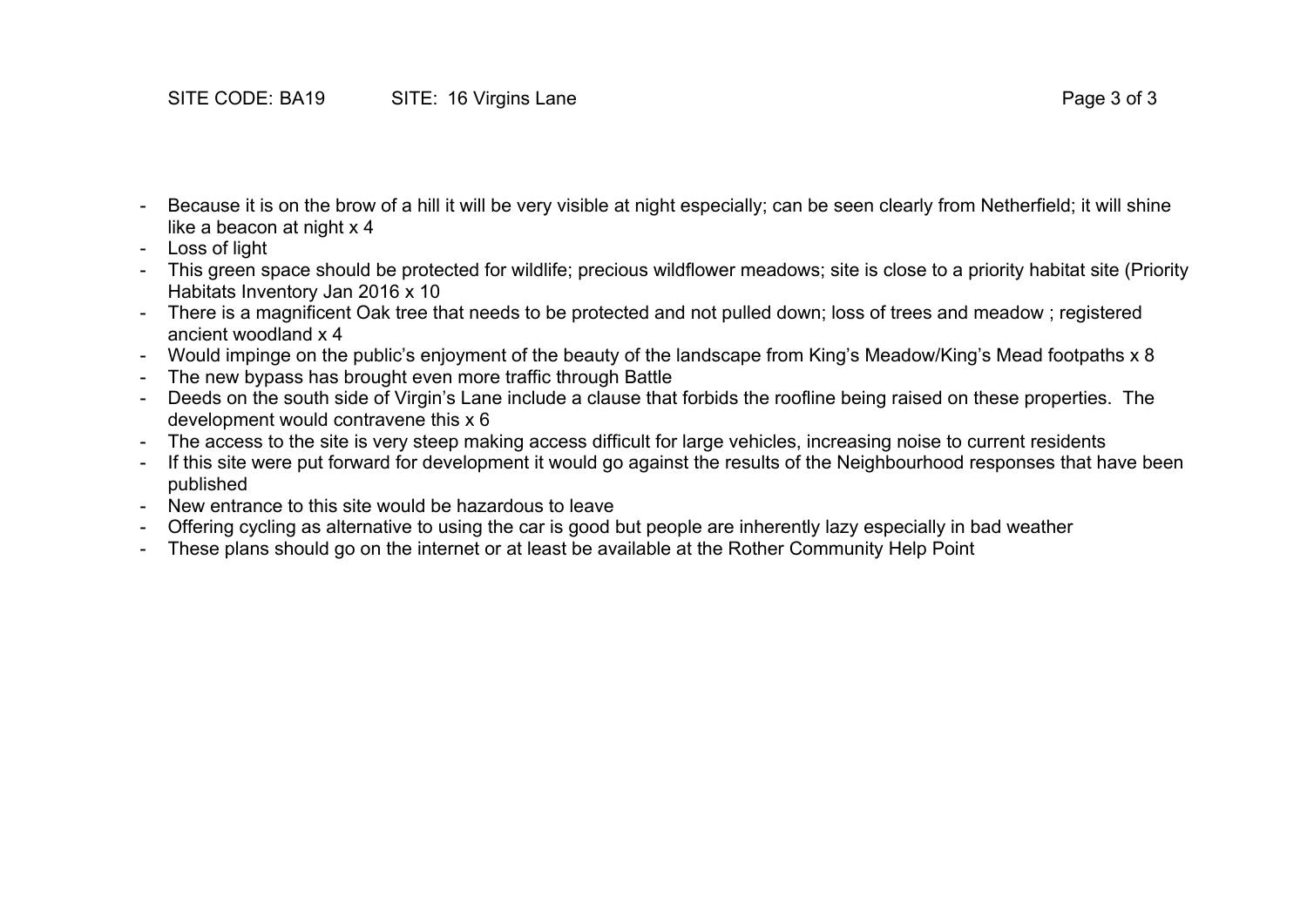- Because it is on the brow of a hill it will be very visible at night especially; can be seen clearly from Netherfield; it will shine like a beacon at night x 4
- Loss of light
- This green space should be protected for wildlife; precious wildflower meadows; site is close to a priority habitat site (Priority Habitats Inventory Jan 2016 x 10
- There is a magnificent Oak tree that needs to be protected and not pulled down; loss of trees and meadow ; registered ancient woodland x 4
- Would impinge on the public's enjoyment of the beauty of the landscape from King's Meadow/King's Mead footpaths x 8
- The new bypass has brought even more traffic through Battle
- Deeds on the south side of Virgin's Lane include a clause that forbids the roofline being raised on these properties. The development would contravene this x 6
- The access to the site is very steep making access difficult for large vehicles, increasing noise to current residents
- If this site were put forward for development it would go against the results of the Neighbourhood responses that have been published
- New entrance to this site would be hazardous to leave
- Offering cycling as alternative to using the car is good but people are inherently lazy especially in bad weather
- These plans should go on the internet or at least be available at the Rother Community Help Point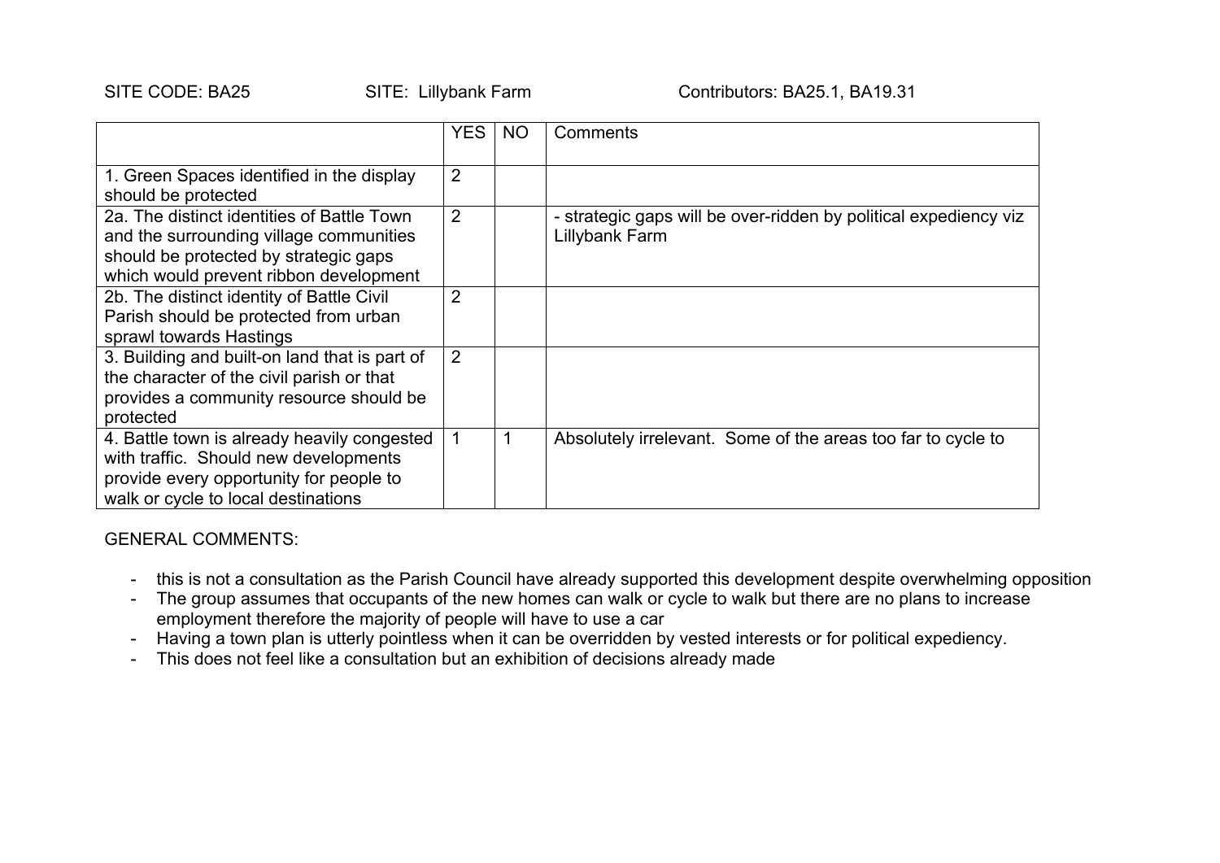SITE CODE: BA25 SITE: Lillybank Farm Contributors: BA25.1, BA19.31

| | YES | NO | Comments |
|---|---|---|---|
| 1. Green Spaces identified in the display should be protected | 2 | | |
| 2a. The distinct identities of Battle Town and the surrounding village communities should be protected by strategic gaps which would prevent ribbon development | 2 | | - strategic gaps will be over-ridden by political expediency viz Lillybank Farm |
| 2b. The distinct identity of Battle Civil Parish should be protected from urban sprawl towards Hastings | 2 | | |
| 3. Building and built-on land that is part of the character of the civil parish or that provides a community resource should be protected | 2 | | |
| 4. Battle town is already heavily congested with traffic. Should new developments provide every opportunity for people to walk or cycle to local destinations | 1 | 1 | Absolutely irrelevant. Some of the areas too far to cycle to |

GENERAL COMMENTS:

- this is not a consultation as the Parish Council have already supported this development despite overwhelming opposition
- The group assumes that occupants of the new homes can walk or cycle to walk but there are no plans to increase employment therefore the majority of people will have to use a car
- Having a town plan is utterly pointless when it can be overridden by vested interests or for political expediency.
- This does not feel like a consultation but an exhibition of decisions already made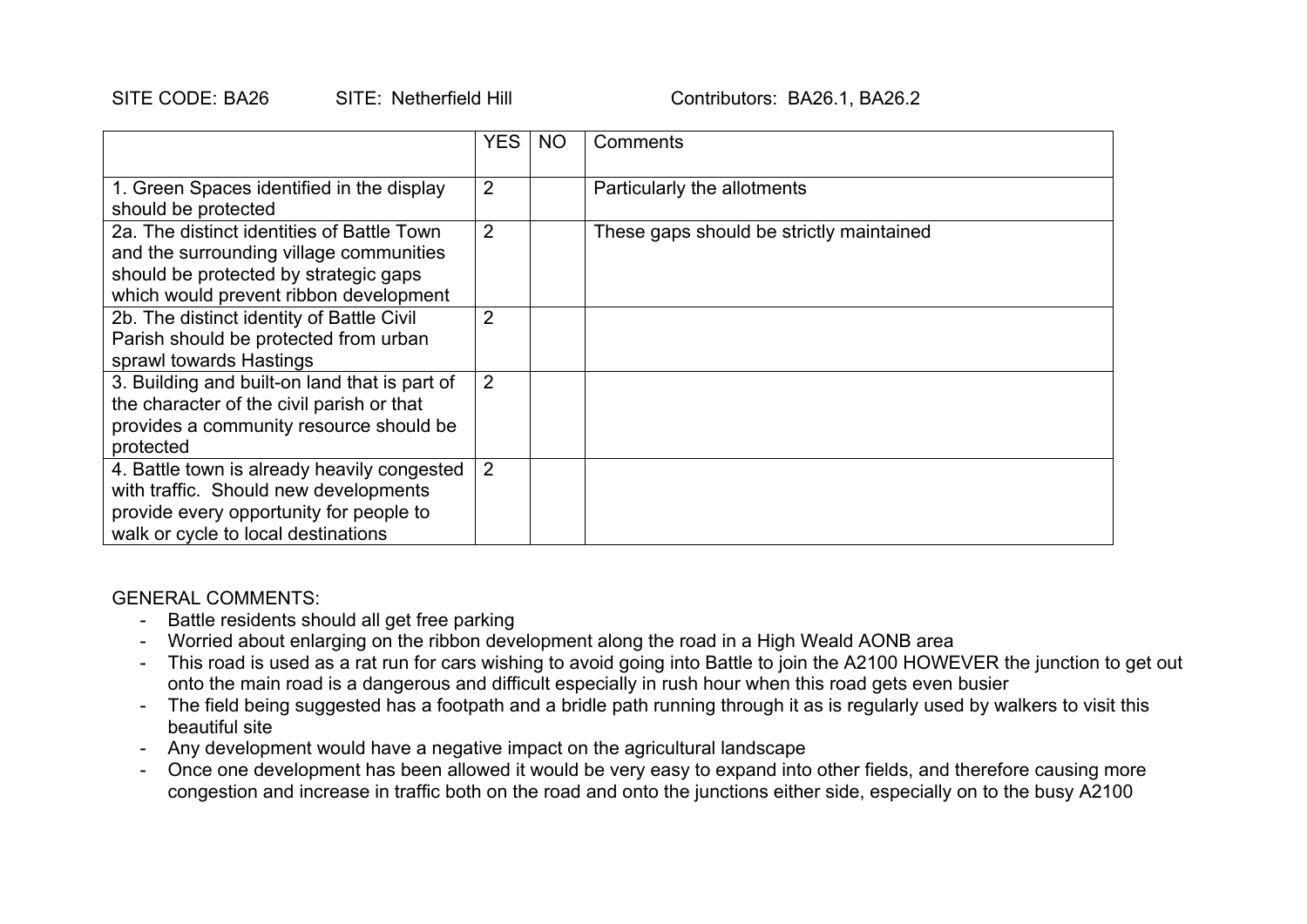SITE CODE: BA26 SITE: Netherfield Hill Contributors: BA26.1, BA26.2

| | YES | NO | Comments |
|---|---|---|---|
| 1. Green Spaces identified in the display should be protected | 2 | | Particularly the allotments |
| 2a. The distinct identities of Battle Town and the surrounding village communities should be protected by strategic gaps which would prevent ribbon development | 2 | | These gaps should be strictly maintained |
| 2b. The distinct identity of Battle Civil Parish should be protected from urban sprawl towards Hastings | 2 | | |
| 3. Building and built-on land that is part of the character of the civil parish or that provides a community resource should be protected | 2 | | |
| 4. Battle town is already heavily congested with traffic. Should new developments provide every opportunity for people to walk or cycle to local destinations | 2 | | |

GENERAL COMMENTS:

- Battle residents should all get free parking
- Worried about enlarging on the ribbon development along the road in a High Weald AONB area
- This road is used as a rat run for cars wishing to avoid going into Battle to join the A2100 HOWEVER the junction to get out onto the main road is a dangerous and difficult especially in rush hour when this road gets even busier
- The field being suggested has a footpath and a bridle path running through it as is regularly used by walkers to visit this beautiful site
- Any development would have a negative impact on the agricultural landscape
- Once one development has been allowed it would be very easy to expand into other fields, and therefore causing more congestion and increase in traffic both on the road and onto the junctions either side, especially on to the busy A2100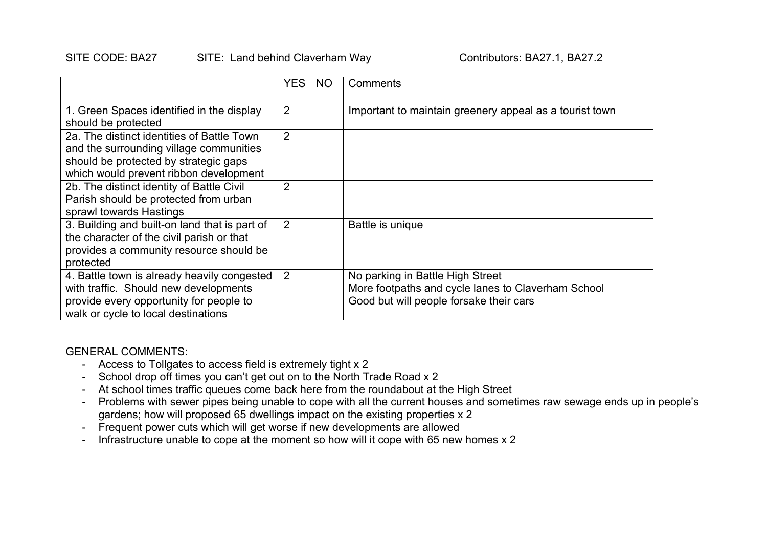SITE CODE: BA27 SITE: Land behind Claverham Way Contributors: BA27.1, BA27.2

| | YES | NO | Comments |
|---|---|---|---|
| 1. Green Spaces identified in the display should be protected | 2 | | Important to maintain greenery appeal as a tourist town |
| 2a. The distinct identities of Battle Town and the surrounding village communities should be protected by strategic gaps which would prevent ribbon development | 2 | | |
| 2b. The distinct identity of Battle Civil Parish should be protected from urban sprawl towards Hastings | 2 | | |
| 3. Building and built-on land that is part of the character of the civil parish or that provides a community resource should be protected | 2 | | Battle is unique |
| 4. Battle town is already heavily congested with traffic. Should new developments provide every opportunity for people to walk or cycle to local destinations | 2 | | No parking in Battle High Street<br>More footpaths and cycle lanes to Claverham School<br>Good but will people forsake their cars |

GENERAL COMMENTS:

- Access to Tollgates to access field is extremely tight x 2
- School drop off times you can't get out on to the North Trade Road x 2
- At school times traffic queues come back here from the roundabout at the High Street
- Problems with sewer pipes being unable to cope with all the current houses and sometimes raw sewage ends up in people's gardens; how will proposed 65 dwellings impact on the existing properties x 2
- Frequent power cuts which will get worse if new developments are allowed
- Infrastructure unable to cope at the moment so how will it cope with 65 new homes x 2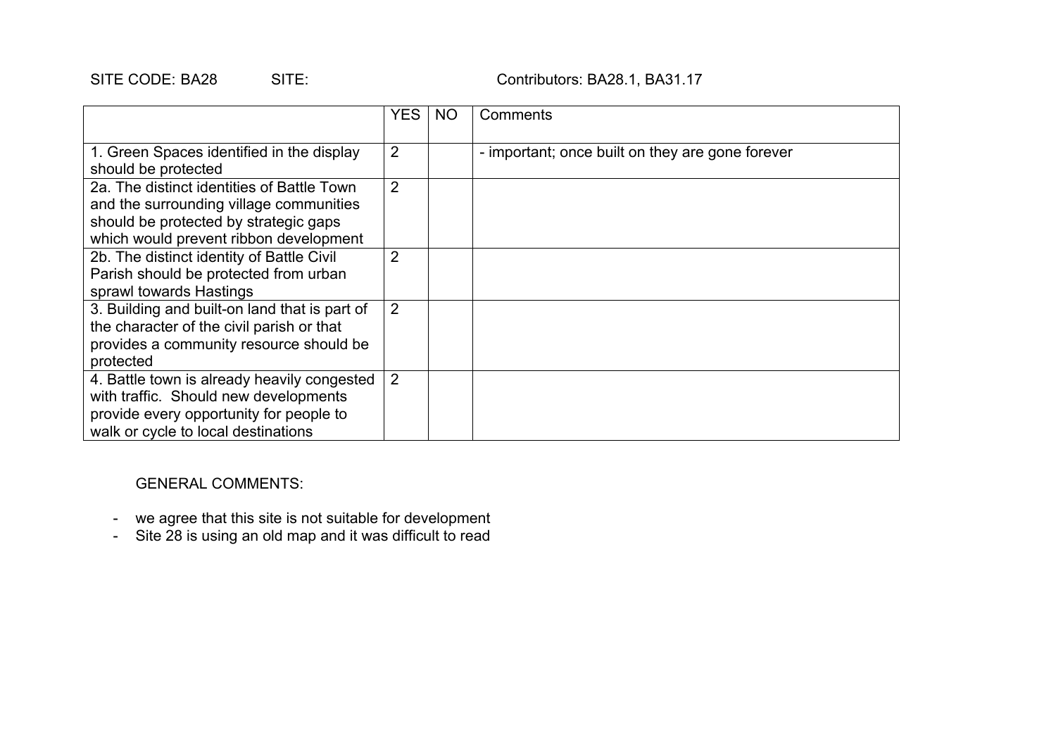SITE CODE: BA28 SITE: Contributors: BA28.1, BA31.17

| | YES | NO | Comments |
|---|---|---|---|
| 1. Green Spaces identified in the display should be protected | 2 | | - important; once built on they are gone forever |
| 2a. The distinct identities of Battle Town and the surrounding village communities should be protected by strategic gaps which would prevent ribbon development | 2 | | |
| 2b. The distinct identity of Battle Civil Parish should be protected from urban sprawl towards Hastings | 2 | | |
| 3. Building and built-on land that is part of the character of the civil parish or that provides a community resource should be protected | 2 | | |
| 4. Battle town is already heavily congested with traffic. Should new developments provide every opportunity for people to walk or cycle to local destinations | 2 | | |

GENERAL COMMENTS:

- we agree that this site is not suitable for development
- Site 28 is using an old map and it was difficult to read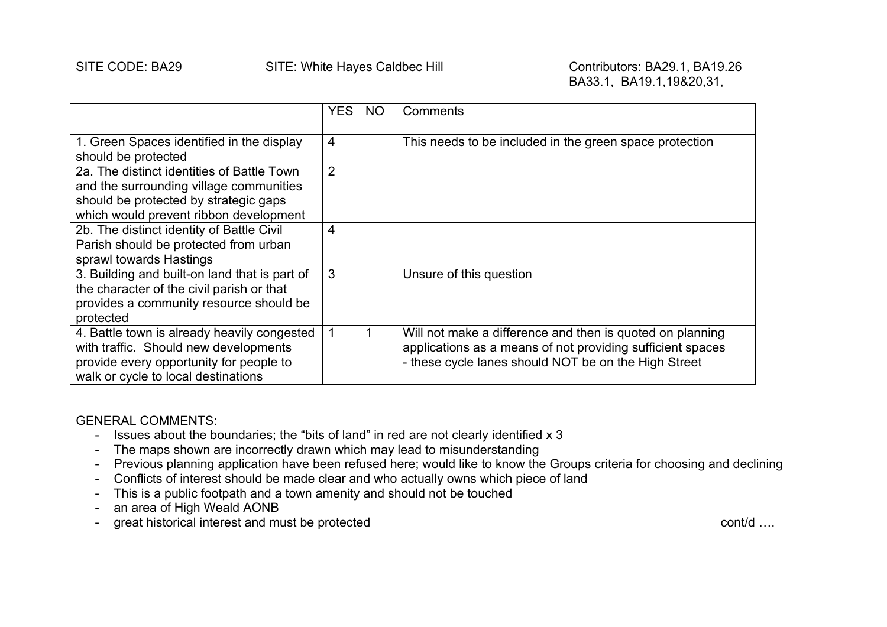SITE CODE: BA29 SITE: White Hayes Caldbec Hill Contributors: BA29.1, BA19.26 BA33.1, BA19.1,19&20,31,

| | YES | NO | Comments |
|---|---|---|---|
| 1. Green Spaces identified in the display should be protected | 4 | | This needs to be included in the green space protection |
| 2a. The distinct identities of Battle Town and the surrounding village communities should be protected by strategic gaps which would prevent ribbon development | 2 | | |
| 2b. The distinct identity of Battle Civil Parish should be protected from urban sprawl towards Hastings | 4 | | |
| 3. Building and built-on land that is part of the character of the civil parish or that provides a community resource should be protected | 3 | | Unsure of this question |
| 4. Battle town is already heavily congested with traffic. Should new developments provide every opportunity for people to walk or cycle to local destinations | 1 | 1 | Will not make a difference and then is quoted on planning applications as a means of not providing sufficient spaces - these cycle lanes should NOT be on the High Street |

GENERAL COMMENTS:

- Issues about the boundaries; the "bits of land" in red are not clearly identified x 3
- The maps shown are incorrectly drawn which may lead to misunderstanding
- Previous planning application have been refused here; would like to know the Groups criteria for choosing and declining
- Conflicts of interest should be made clear and who actually owns which piece of land
- This is a public footpath and a town amenity and should not be touched
- an area of High Weald AONB
- great historical interest and must be protected

cont/d ….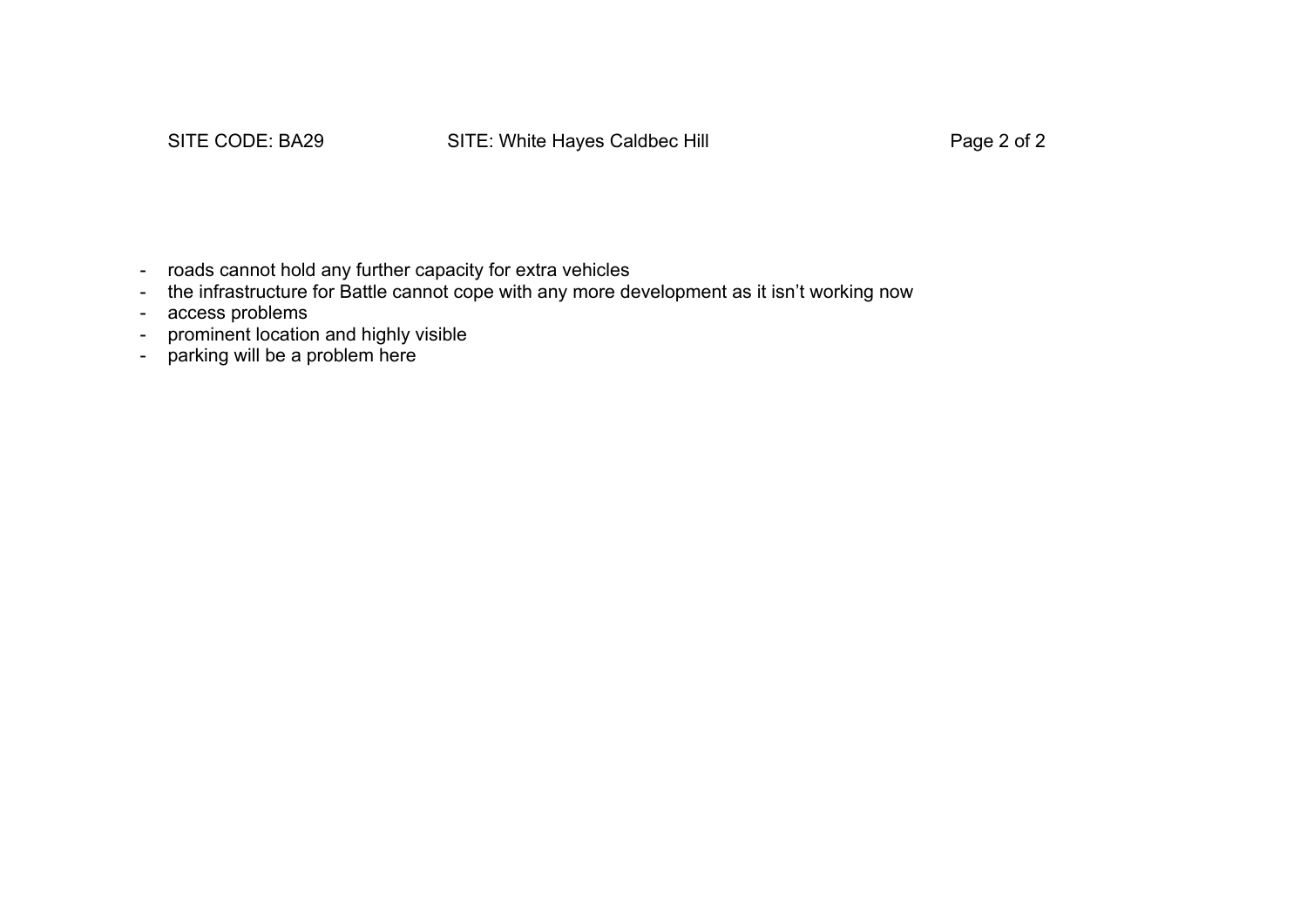- roads cannot hold any further capacity for extra vehicles
- the infrastructure for Battle cannot cope with any more development as it isn't working now
- access problems
- prominent location and highly visible
- parking will be a problem here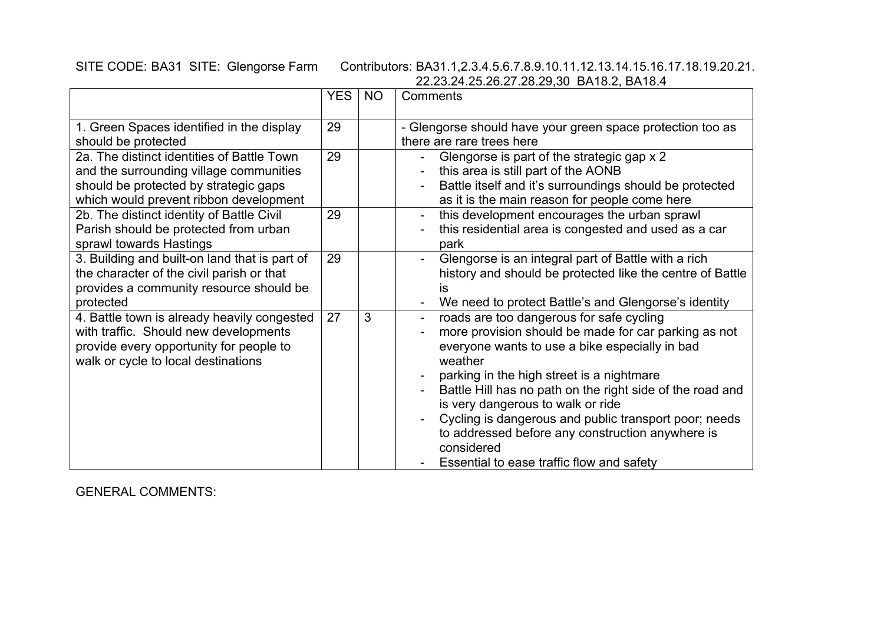SITE CODE: BA31 SITE: Glengorse Farm Contributors: BA31.1,2.3.4.5.6.7.8.9.10.11.12.13.14.15.16.17.18.19.20.21.22.23.24.25.26.27.28.29,30 BA18.2, BA18.4

| | YES | NO | Comments |
|---|---|---|---|
| 1. Green Spaces identified in the display should be protected | 29 | | - Glengorse should have your green space protection too as there are rare trees here |
| 2a. The distinct identities of Battle Town and the surrounding village communities should be protected by strategic gaps which would prevent ribbon development | 29 | | - Glengorse is part of the strategic gap x 2<br>- this area is still part of the AONB<br>- Battle itself and it's surroundings should be protected as it is the main reason for people come here |
| 2b. The distinct identity of Battle Civil Parish should be protected from urban sprawl towards Hastings | 29 | | - this development encourages the urban sprawl<br>- this residential area is congested and used as a car park |
| 3. Building and built-on land that is part of the character of the civil parish or that provides a community resource should be protected | 29 | | - Glengorse is an integral part of Battle with a rich history and should be protected like the centre of Battle is<br>- We need to protect Battle's and Glengorse's identity |
| 4. Battle town is already heavily congested with traffic. Should new developments provide every opportunity for people to walk or cycle to local destinations | 27 | 3 | - roads are too dangerous for safe cycling<br>- more provision should be made for car parking as not everyone wants to use a bike especially in bad weather<br>- parking in the high street is a nightmare<br>- Battle Hill has no path on the right side of the road and is very dangerous to walk or ride<br>- Cycling is dangerous and public transport poor; needs to addressed before any construction anywhere is considered<br>- Essential to ease traffic flow and safety |

GENERAL COMMENTS: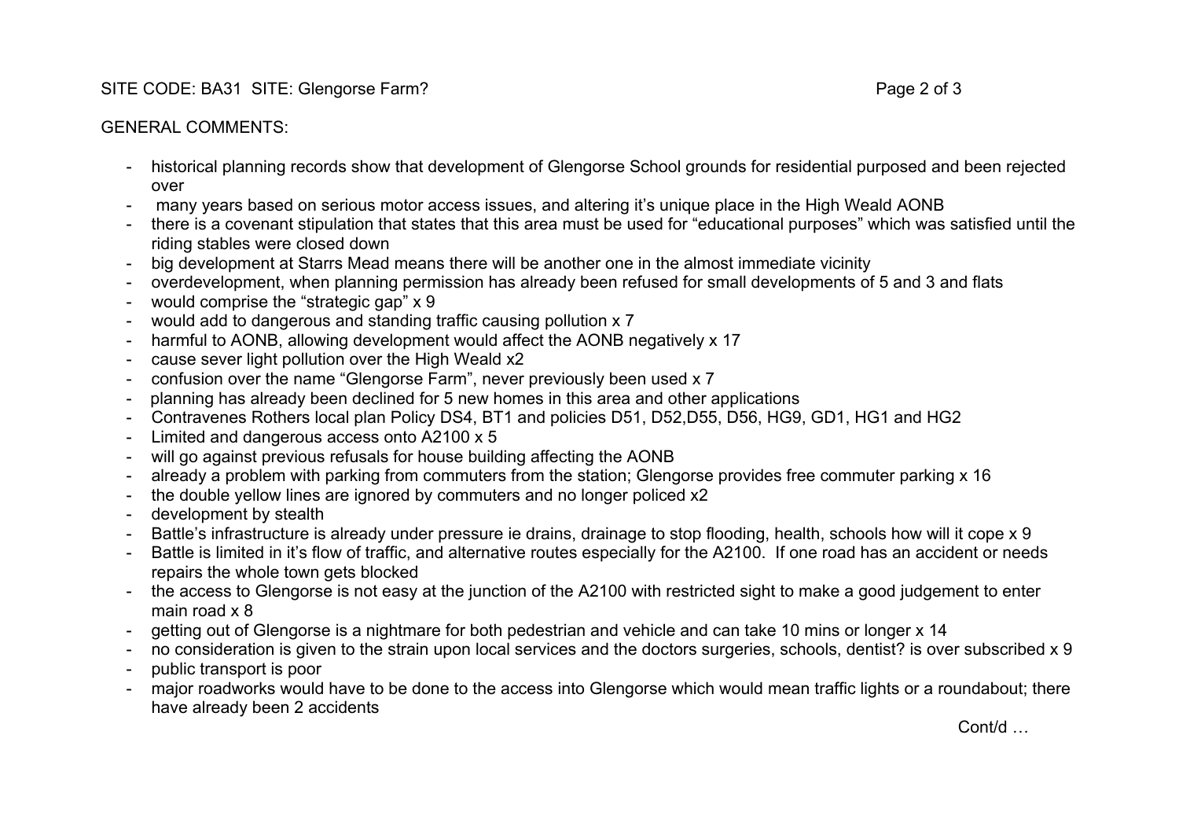SITE CODE: BA31 SITE: Glengorse Farm?

GENERAL COMMENTS:

- historical planning records show that development of Glengorse School grounds for residential purposed and been rejected over
- many years based on serious motor access issues, and altering it's unique place in the High Weald AONB
- there is a covenant stipulation that states that this area must be used for "educational purposes" which was satisfied until the riding stables were closed down
- big development at Starrs Mead means there will be another one in the almost immediate vicinity
- overdevelopment, when planning permission has already been refused for small developments of 5 and 3 and flats
- would comprise the "strategic gap" x 9
- would add to dangerous and standing traffic causing pollution x 7
- harmful to AONB, allowing development would affect the AONB negatively x 17
- cause sever light pollution over the High Weald x2
- confusion over the name "Glengorse Farm", never previously been used x 7
- planning has already been declined for 5 new homes in this area and other applications
- Contravenes Rothers local plan Policy DS4, BT1 and policies D51, D52,D55, D56, HG9, GD1, HG1 and HG2
- Limited and dangerous access onto A2100 x 5
- will go against previous refusals for house building affecting the AONB
- already a problem with parking from commuters from the station; Glengorse provides free commuter parking x 16
- the double yellow lines are ignored by commuters and no longer policed x2
- development by stealth
- Battle's infrastructure is already under pressure ie drains, drainage to stop flooding, health, schools how will it cope x 9
- Battle is limited in it's flow of traffic, and alternative routes especially for the A2100. If one road has an accident or needs repairs the whole town gets blocked
- the access to Glengorse is not easy at the junction of the A2100 with restricted sight to make a good judgement to enter main road x 8
- getting out of Glengorse is a nightmare for both pedestrian and vehicle and can take 10 mins or longer x 14
- no consideration is given to the strain upon local services and the doctors surgeries, schools, dentist? is over subscribed x 9
- public transport is poor
- major roadworks would have to be done to the access into Glengorse which would mean traffic lights or a roundabout; there have already been 2 accidents

Cont/d …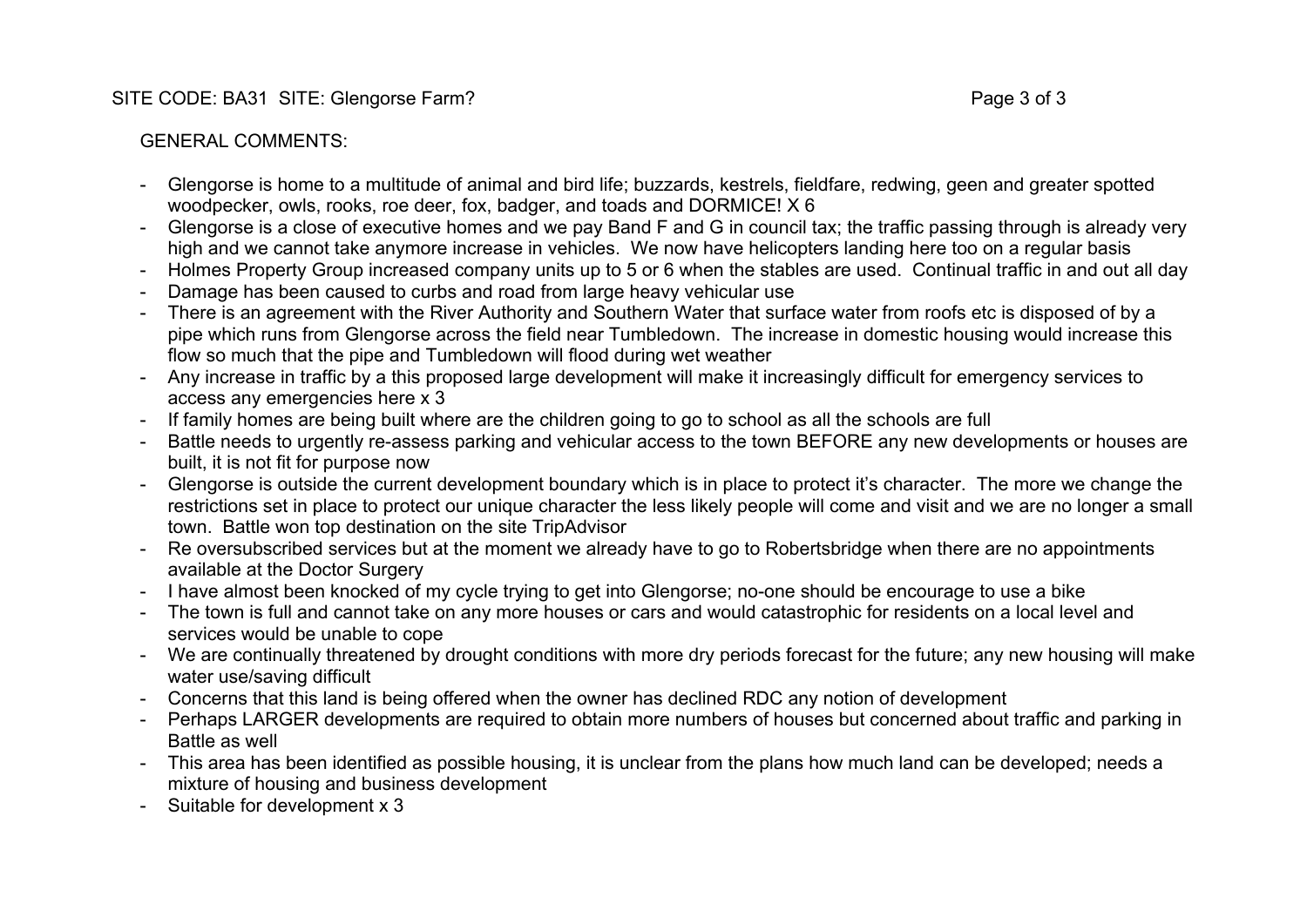SITE CODE: BA31 SITE: Glengorse Farm?

GENERAL COMMENTS:

- Glengorse is home to a multitude of animal and bird life; buzzards, kestrels, fieldfare, redwing, geen and greater spotted woodpecker, owls, rooks, roe deer, fox, badger, and toads and DORMICE! X 6
- Glengorse is a close of executive homes and we pay Band F and G in council tax; the traffic passing through is already very high and we cannot take anymore increase in vehicles. We now have helicopters landing here too on a regular basis
- Holmes Property Group increased company units up to 5 or 6 when the stables are used. Continual traffic in and out all day
- Damage has been caused to curbs and road from large heavy vehicular use
- There is an agreement with the River Authority and Southern Water that surface water from roofs etc is disposed of by a pipe which runs from Glengorse across the field near Tumbledown. The increase in domestic housing would increase this flow so much that the pipe and Tumbledown will flood during wet weather
- Any increase in traffic by a this proposed large development will make it increasingly difficult for emergency services to access any emergencies here x 3
- If family homes are being built where are the children going to go to school as all the schools are full
- Battle needs to urgently re-assess parking and vehicular access to the town BEFORE any new developments or houses are built, it is not fit for purpose now
- Glengorse is outside the current development boundary which is in place to protect it's character. The more we change the restrictions set in place to protect our unique character the less likely people will come and visit and we are no longer a small town. Battle won top destination on the site TripAdvisor
- Re oversubscribed services but at the moment we already have to go to Robertsbridge when there are no appointments available at the Doctor Surgery
- I have almost been knocked of my cycle trying to get into Glengorse; no-one should be encourage to use a bike
- The town is full and cannot take on any more houses or cars and would catastrophic for residents on a local level and services would be unable to cope
- We are continually threatened by drought conditions with more dry periods forecast for the future; any new housing will make water use/saving difficult
- Concerns that this land is being offered when the owner has declined RDC any notion of development
- Perhaps LARGER developments are required to obtain more numbers of houses but concerned about traffic and parking in Battle as well
- This area has been identified as possible housing, it is unclear from the plans how much land can be developed; needs a mixture of housing and business development
- Suitable for development x 3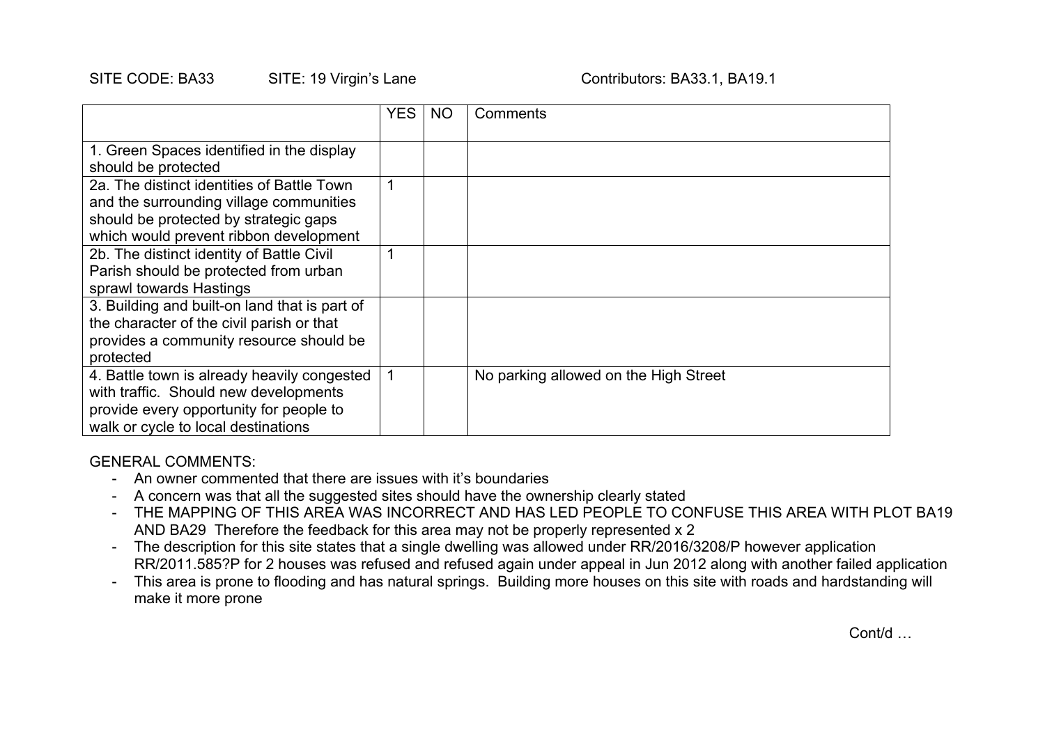SITE CODE: BA33 SITE: 19 Virgin's Lane Contributors: BA33.1, BA19.1

| | YES | NO | Comments |
|---|---|---|---|
| 1. Green Spaces identified in the display should be protected | | | |
| 2a. The distinct identities of Battle Town and the surrounding village communities should be protected by strategic gaps which would prevent ribbon development | 1 | | |
| 2b. The distinct identity of Battle Civil Parish should be protected from urban sprawl towards Hastings | 1 | | |
| 3. Building and built-on land that is part of the character of the civil parish or that provides a community resource should be protected | | | |
| 4. Battle town is already heavily congested with traffic. Should new developments provide every opportunity for people to walk or cycle to local destinations | 1 | | No parking allowed on the High Street |

GENERAL COMMENTS:

- An owner commented that there are issues with it's boundaries
- A concern was that all the suggested sites should have the ownership clearly stated
- THE MAPPING OF THIS AREA WAS INCORRECT AND HAS LED PEOPLE TO CONFUSE THIS AREA WITH PLOT BA19 AND BA29 Therefore the feedback for this area may not be properly represented x 2
- The description for this site states that a single dwelling was allowed under RR/2016/3208/P however application RR/2011.585?P for 2 houses was refused and refused again under appeal in Jun 2012 along with another failed application
- This area is prone to flooding and has natural springs. Building more houses on this site with roads and hardstanding will make it more prone

Cont/d …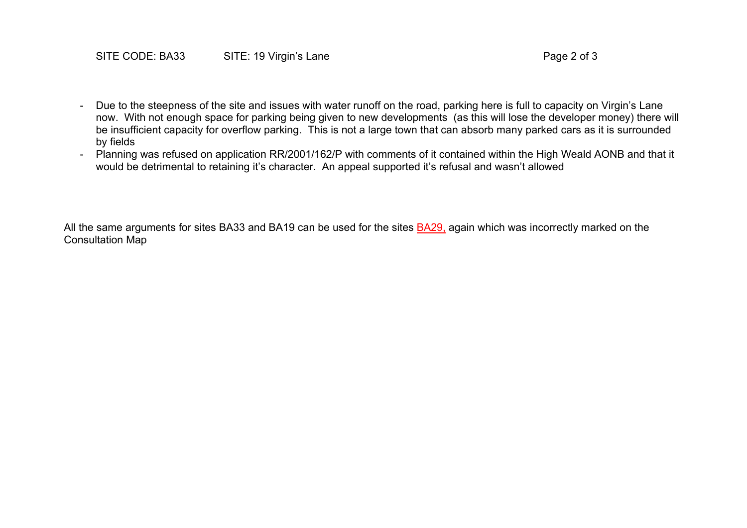SITE CODE: BA33 SITE: 19 Virgin's Lane

- Due to the steepness of the site and issues with water runoff on the road, parking here is full to capacity on Virgin's Lane now. With not enough space for parking being given to new developments (as this will lose the developer money) there will be insufficient capacity for overflow parking. This is not a large town that can absorb many parked cars as it is surrounded by fields
- Planning was refused on application RR/2001/162/P with comments of it contained within the High Weald AONB and that it would be detrimental to retaining it's character. An appeal supported it's refusal and wasn't allowed

All the same arguments for sites BA33 and BA19 can be used for the sites BA29, again which was incorrectly marked on the Consultation Map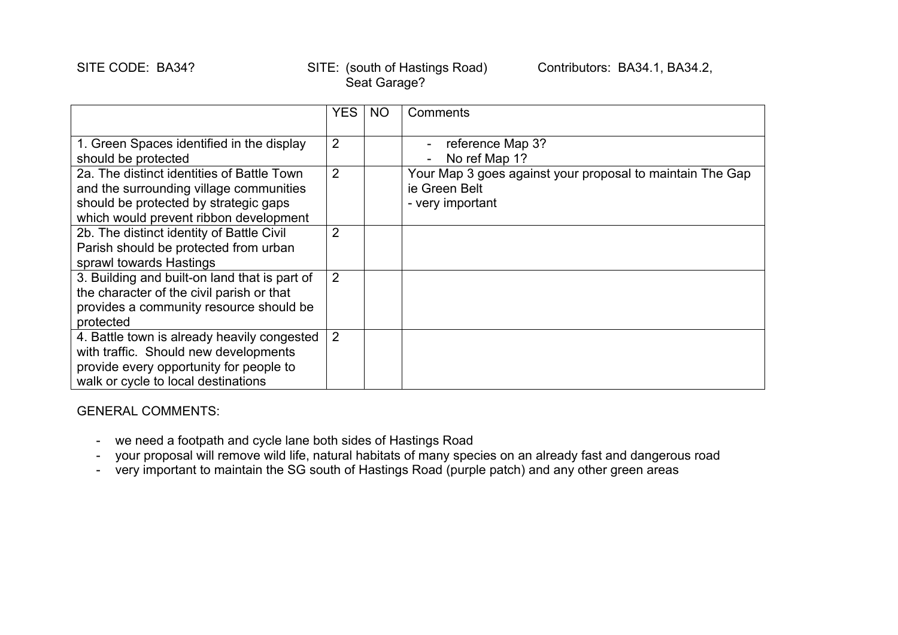SITE CODE: BA34? SITE: (south of Hastings Road) Seat Garage? Contributors: BA34.1, BA34.2,

| | YES | NO | Comments |
|---|---|---|---|
| 1. Green Spaces identified in the display should be protected | 2 | | - reference Map 3?<br>- No ref Map 1? |
| 2a. The distinct identities of Battle Town and the surrounding village communities should be protected by strategic gaps which would prevent ribbon development | 2 | | Your Map 3 goes against your proposal to maintain The Gap ie Green Belt<br>- very important |
| 2b. The distinct identity of Battle Civil Parish should be protected from urban sprawl towards Hastings | 2 | | |
| 3. Building and built-on land that is part of the character of the civil parish or that provides a community resource should be protected | 2 | | |
| 4. Battle town is already heavily congested with traffic. Should new developments provide every opportunity for people to walk or cycle to local destinations | 2 | | |

GENERAL COMMENTS:

- we need a footpath and cycle lane both sides of Hastings Road
- your proposal will remove wild life, natural habitats of many species on an already fast and dangerous road
- very important to maintain the SG south of Hastings Road (purple patch) and any other green areas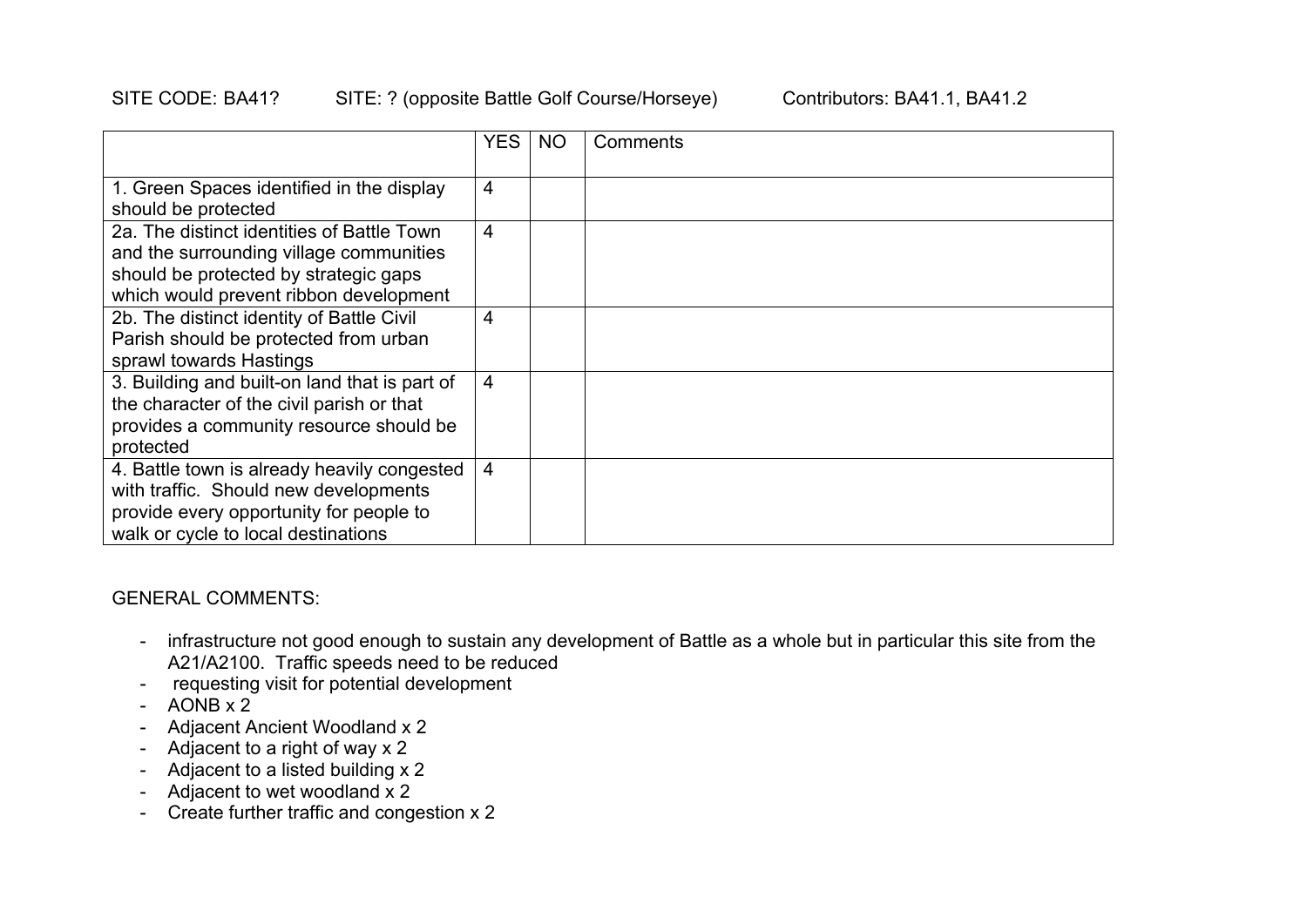SITE CODE: BA41? SITE: ? (opposite Battle Golf Course/Horseye) Contributors: BA41.1, BA41.2

| | YES | NO | Comments |
|---|---|---|---|
| 1. Green Spaces identified in the display should be protected | 4 | | |
| 2a. The distinct identities of Battle Town and the surrounding village communities should be protected by strategic gaps which would prevent ribbon development | 4 | | |
| 2b. The distinct identity of Battle Civil Parish should be protected from urban sprawl towards Hastings | 4 | | |
| 3. Building and built-on land that is part of the character of the civil parish or that provides a community resource should be protected | 4 | | |
| 4. Battle town is already heavily congested with traffic. Should new developments provide every opportunity for people to walk or cycle to local destinations | 4 | | |

GENERAL COMMENTS:

- infrastructure not good enough to sustain any development of Battle as a whole but in particular this site from the A21/A2100. Traffic speeds need to be reduced
- requesting visit for potential development
- AONB x 2
- Adjacent Ancient Woodland x 2
- Adjacent to a right of way x 2
- Adjacent to a listed building x 2
- Adjacent to wet woodland x 2
- Create further traffic and congestion x 2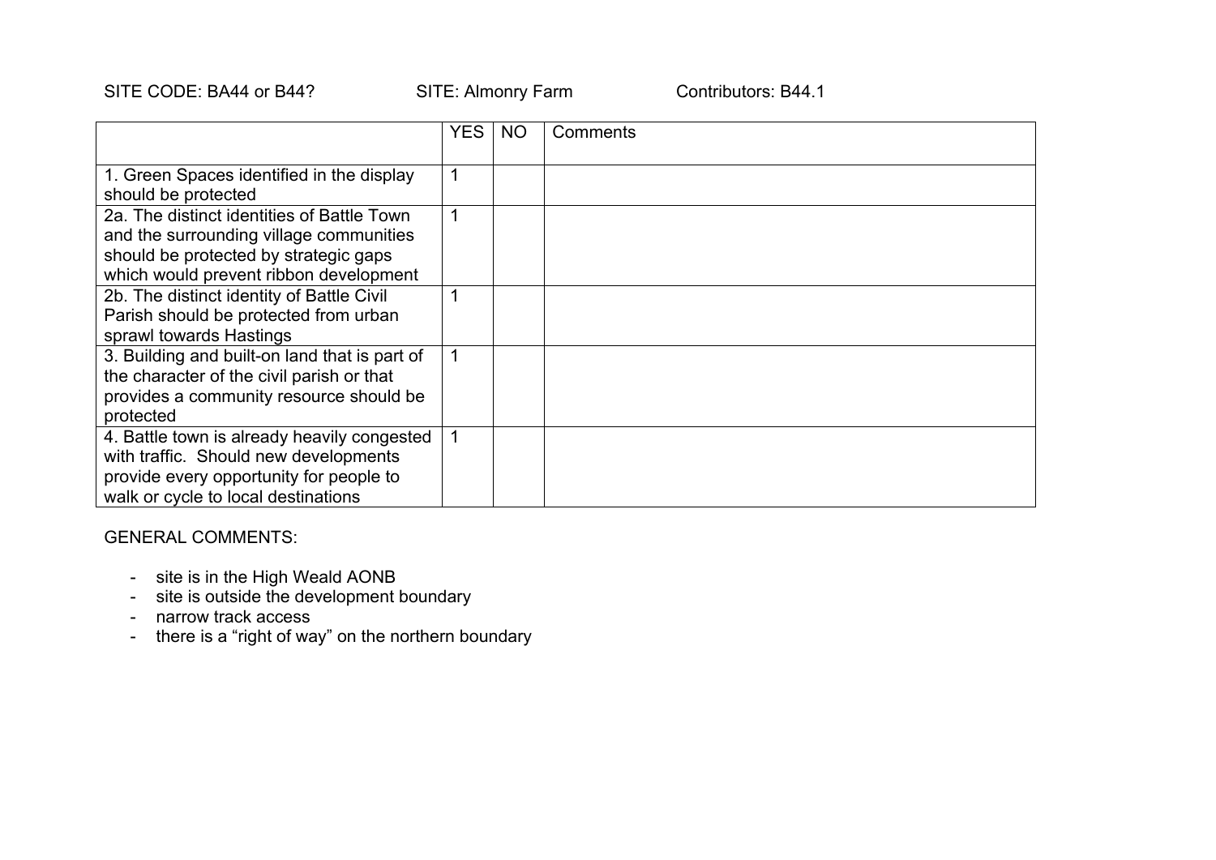SITE CODE: BA44 or B44? SITE: Almonry Farm Contributors: B44.1

| | YES | NO | Comments |
|---|---|---|---|
| 1. Green Spaces identified in the display should be protected | 1 | | |
| 2a. The distinct identities of Battle Town and the surrounding village communities should be protected by strategic gaps which would prevent ribbon development | 1 | | |
| 2b. The distinct identity of Battle Civil Parish should be protected from urban sprawl towards Hastings | 1 | | |
| 3. Building and built-on land that is part of the character of the civil parish or that provides a community resource should be protected | 1 | | |
| 4. Battle town is already heavily congested with traffic. Should new developments provide every opportunity for people to walk or cycle to local destinations | 1 | | |

GENERAL COMMENTS:

- site is in the High Weald AONB
- site is outside the development boundary
- narrow track access
- there is a "right of way" on the northern boundary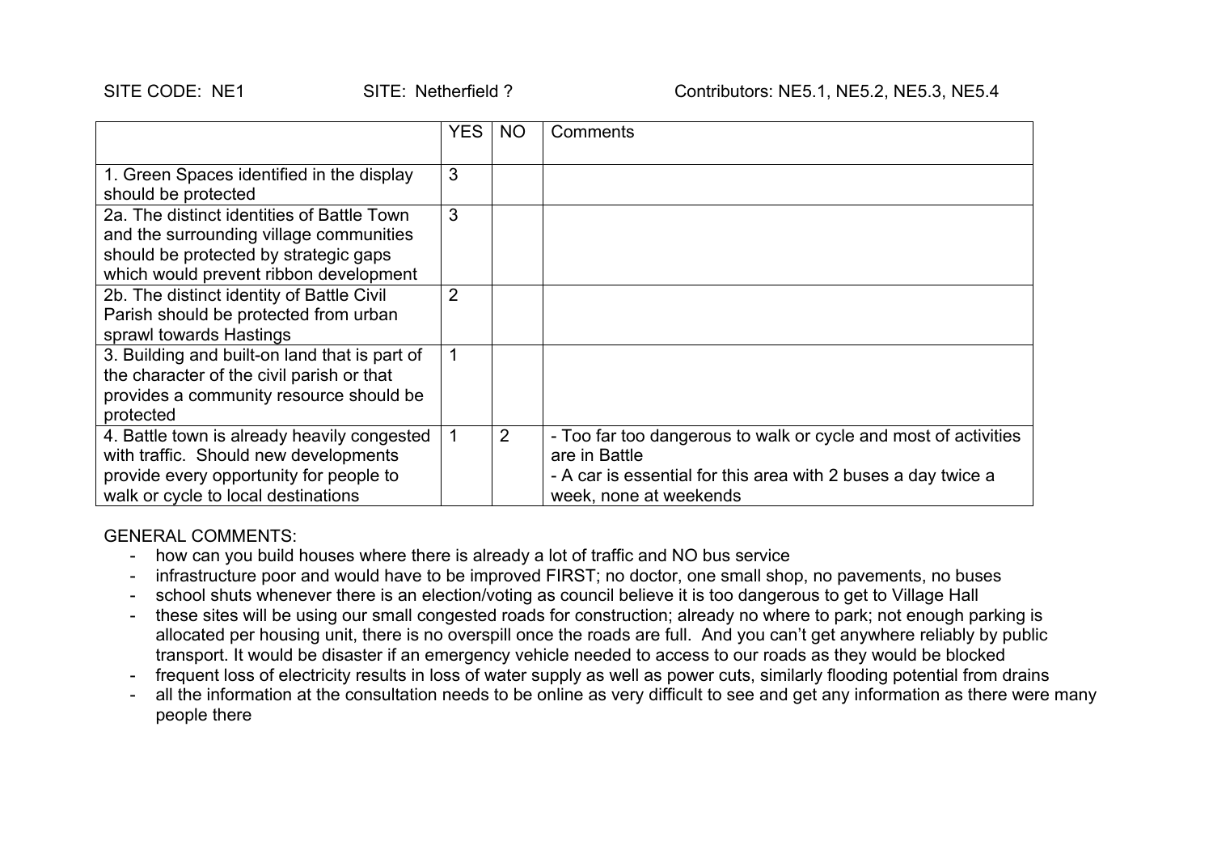SITE CODE: NE1 SITE: Netherfield ? Contributors: NE5.1, NE5.2, NE5.3, NE5.4

| | YES | NO | Comments |
|---|---|---|---|
| 1. Green Spaces identified in the display should be protected | 3 | | |
| 2a. The distinct identities of Battle Town and the surrounding village communities should be protected by strategic gaps which would prevent ribbon development | 3 | | |
| 2b. The distinct identity of Battle Civil Parish should be protected from urban sprawl towards Hastings | 2 | | |
| 3. Building and built-on land that is part of the character of the civil parish or that provides a community resource should be protected | 1 | | |
| 4. Battle town is already heavily congested with traffic. Should new developments provide every opportunity for people to walk or cycle to local destinations | 1 | 2 | - Too far too dangerous to walk or cycle and most of activities are in Battle<br>- A car is essential for this area with 2 buses a day twice a week, none at weekends |

GENERAL COMMENTS:

- how can you build houses where there is already a lot of traffic and NO bus service
- infrastructure poor and would have to be improved FIRST; no doctor, one small shop, no pavements, no buses
- school shuts whenever there is an election/voting as council believe it is too dangerous to get to Village Hall
- these sites will be using our small congested roads for construction; already no where to park; not enough parking is allocated per housing unit, there is no overspill once the roads are full. And you can't get anywhere reliably by public transport. It would be disaster if an emergency vehicle needed to access to our roads as they would be blocked
- frequent loss of electricity results in loss of water supply as well as power cuts, similarly flooding potential from drains
- all the information at the consultation needs to be online as very difficult to see and get any information as there were many people there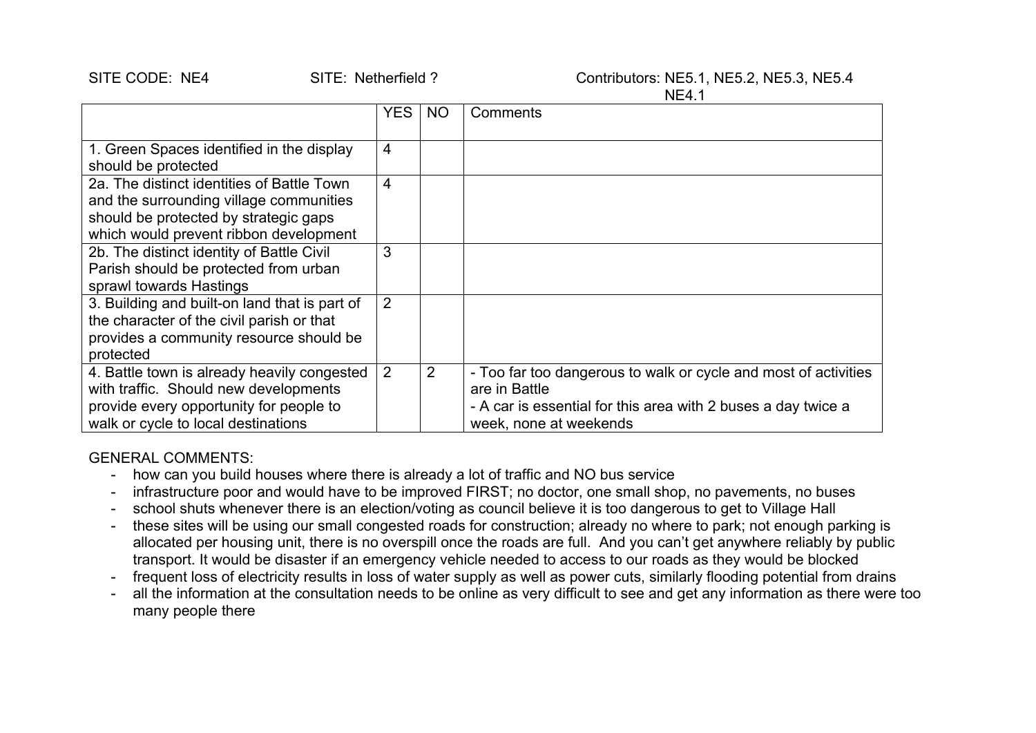SITE CODE: NE4 SITE: Netherfield ? Contributors: NE5.1, NE5.2, NE5.3, NE5.4 NE4.1

| | YES | NO | Comments |
|---|---|---|---|
| 1. Green Spaces identified in the display should be protected | 4 | | |
| 2a. The distinct identities of Battle Town and the surrounding village communities should be protected by strategic gaps which would prevent ribbon development | 4 | | |
| 2b. The distinct identity of Battle Civil Parish should be protected from urban sprawl towards Hastings | 3 | | |
| 3. Building and built-on land that is part of the character of the civil parish or that provides a community resource should be protected | 2 | | |
| 4. Battle town is already heavily congested with traffic. Should new developments provide every opportunity for people to walk or cycle to local destinations | 2 | 2 | - Too far too dangerous to walk or cycle and most of activities are in Battle<br>- A car is essential for this area with 2 buses a day twice a week, none at weekends |

GENERAL COMMENTS:

- how can you build houses where there is already a lot of traffic and NO bus service
- infrastructure poor and would have to be improved FIRST; no doctor, one small shop, no pavements, no buses
- school shuts whenever there is an election/voting as council believe it is too dangerous to get to Village Hall
- these sites will be using our small congested roads for construction; already no where to park; not enough parking is allocated per housing unit, there is no overspill once the roads are full. And you can't get anywhere reliably by public transport. It would be disaster if an emergency vehicle needed to access to our roads as they would be blocked
- frequent loss of electricity results in loss of water supply as well as power cuts, similarly flooding potential from drains
- all the information at the consultation needs to be online as very difficult to see and get any information as there were too many people there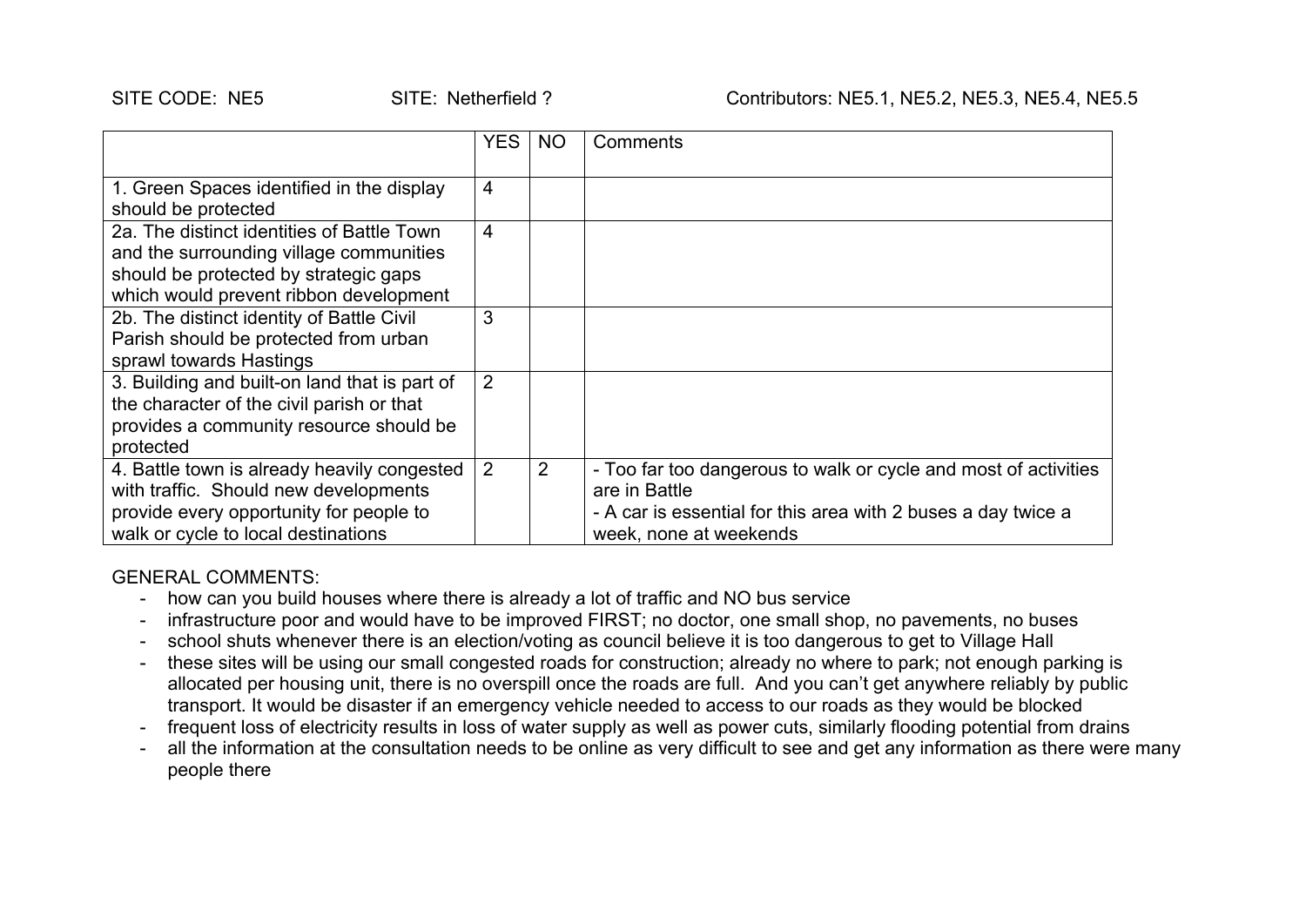SITE CODE: NE5 SITE: Netherfield ? Contributors: NE5.1, NE5.2, NE5.3, NE5.4, NE5.5

| | YES | NO | Comments |
|---|---|---|---|
| 1. Green Spaces identified in the display should be protected | 4 | | |
| 2a. The distinct identities of Battle Town and the surrounding village communities should be protected by strategic gaps which would prevent ribbon development | 4 | | |
| 2b. The distinct identity of Battle Civil Parish should be protected from urban sprawl towards Hastings | 3 | | |
| 3. Building and built-on land that is part of the character of the civil parish or that provides a community resource should be protected | 2 | | |
| 4. Battle town is already heavily congested with traffic. Should new developments provide every opportunity for people to walk or cycle to local destinations | 2 | 2 | - Too far too dangerous to walk or cycle and most of activities are in Battle<br>- A car is essential for this area with 2 buses a day twice a week, none at weekends |

GENERAL COMMENTS:

- how can you build houses where there is already a lot of traffic and NO bus service
- infrastructure poor and would have to be improved FIRST; no doctor, one small shop, no pavements, no buses
- school shuts whenever there is an election/voting as council believe it is too dangerous to get to Village Hall
- these sites will be using our small congested roads for construction; already no where to park; not enough parking is allocated per housing unit, there is no overspill once the roads are full. And you can't get anywhere reliably by public transport. It would be disaster if an emergency vehicle needed to access to our roads as they would be blocked
- frequent loss of electricity results in loss of water supply as well as power cuts, similarly flooding potential from drains
- all the information at the consultation needs to be online as very difficult to see and get any information as there were many people there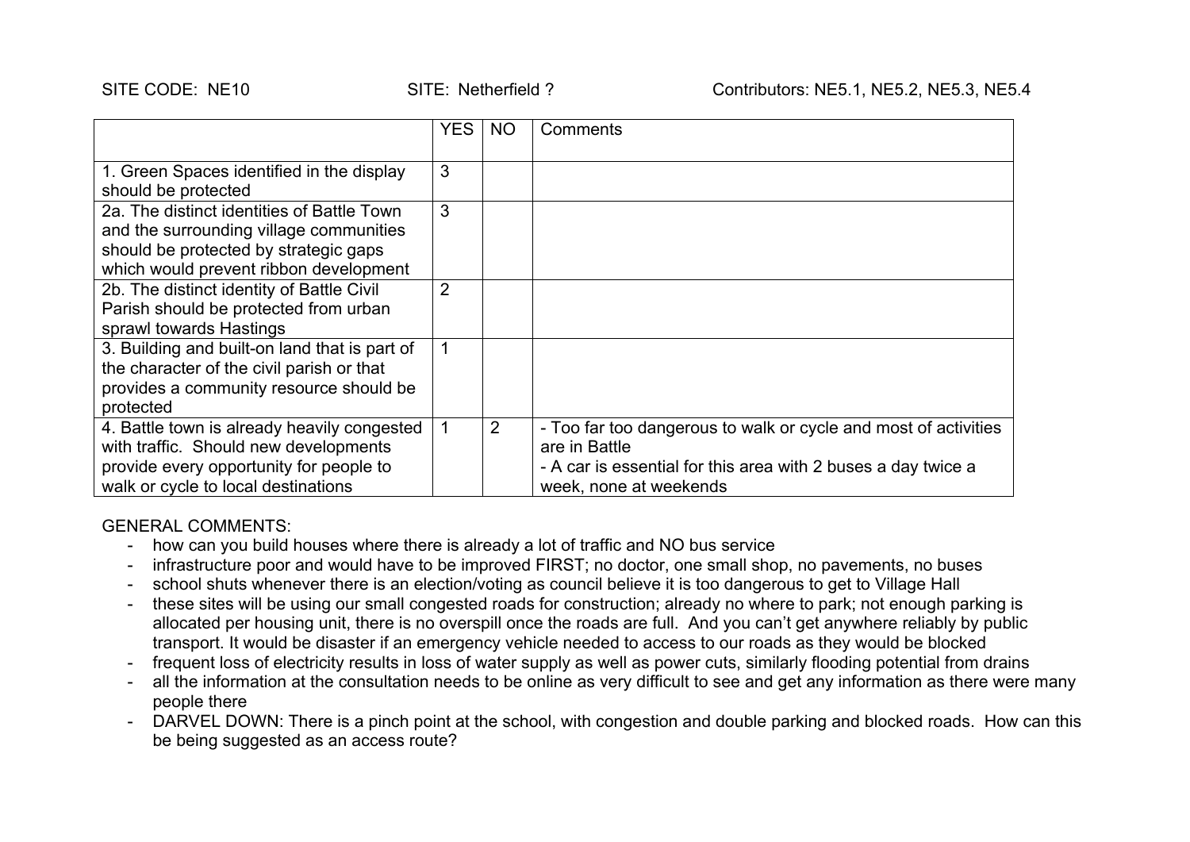SITE CODE: NE10 SITE: Netherfield ? Contributors: NE5.1, NE5.2, NE5.3, NE5.4

| | YES | NO | Comments |
|---|---|---|---|
| 1. Green Spaces identified in the display should be protected | 3 | | |
| 2a. The distinct identities of Battle Town and the surrounding village communities should be protected by strategic gaps which would prevent ribbon development | 3 | | |
| 2b. The distinct identity of Battle Civil Parish should be protected from urban sprawl towards Hastings | 2 | | |
| 3. Building and built-on land that is part of the character of the civil parish or that provides a community resource should be protected | 1 | | |
| 4. Battle town is already heavily congested with traffic. Should new developments provide every opportunity for people to walk or cycle to local destinations | 1 | 2 | - Too far too dangerous to walk or cycle and most of activities are in Battle<br>- A car is essential for this area with 2 buses a day twice a week, none at weekends |

GENERAL COMMENTS:

- how can you build houses where there is already a lot of traffic and NO bus service
- infrastructure poor and would have to be improved FIRST; no doctor, one small shop, no pavements, no buses
- school shuts whenever there is an election/voting as council believe it is too dangerous to get to Village Hall
- these sites will be using our small congested roads for construction; already no where to park; not enough parking is allocated per housing unit, there is no overspill once the roads are full. And you can't get anywhere reliably by public transport. It would be disaster if an emergency vehicle needed to access to our roads as they would be blocked
- frequent loss of electricity results in loss of water supply as well as power cuts, similarly flooding potential from drains
- all the information at the consultation needs to be online as very difficult to see and get any information as there were many people there
- DARVEL DOWN: There is a pinch point at the school, with congestion and double parking and blocked roads. How can this be being suggested as an access route?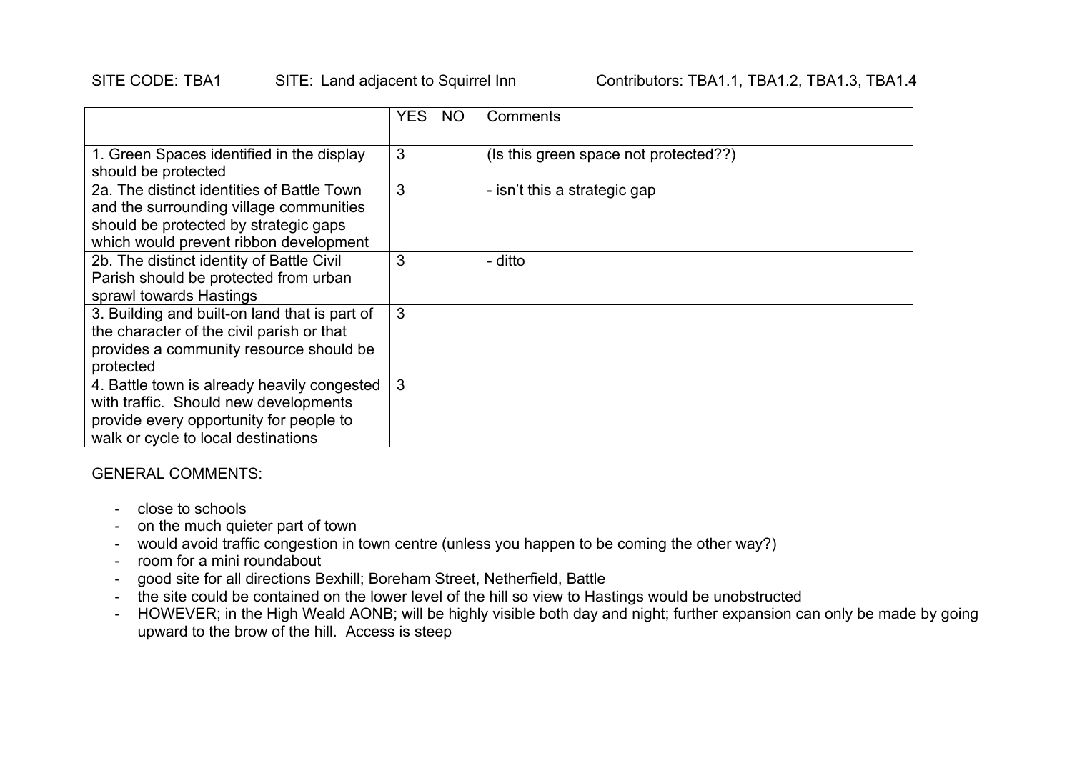SITE CODE: TBA1 SITE: Land adjacent to Squirrel Inn Contributors: TBA1.1, TBA1.2, TBA1.3, TBA1.4

| | YES | NO | Comments |
|---|---|---|---|
| 1. Green Spaces identified in the display should be protected | 3 | | (Is this green space not protected??) |
| 2a. The distinct identities of Battle Town and the surrounding village communities should be protected by strategic gaps which would prevent ribbon development | 3 | | - isn't this a strategic gap |
| 2b. The distinct identity of Battle Civil Parish should be protected from urban sprawl towards Hastings | 3 | | - ditto |
| 3. Building and built-on land that is part of the character of the civil parish or that provides a community resource should be protected | 3 | | |
| 4. Battle town is already heavily congested with traffic. Should new developments provide every opportunity for people to walk or cycle to local destinations | 3 | | |

GENERAL COMMENTS:

- close to schools
- on the much quieter part of town
- would avoid traffic congestion in town centre (unless you happen to be coming the other way?)
- room for a mini roundabout
- good site for all directions Bexhill; Boreham Street, Netherfield, Battle
- the site could be contained on the lower level of the hill so view to Hastings would be unobstructed
- HOWEVER; in the High Weald AONB; will be highly visible both day and night; further expansion can only be made by going upward to the brow of the hill. Access is steep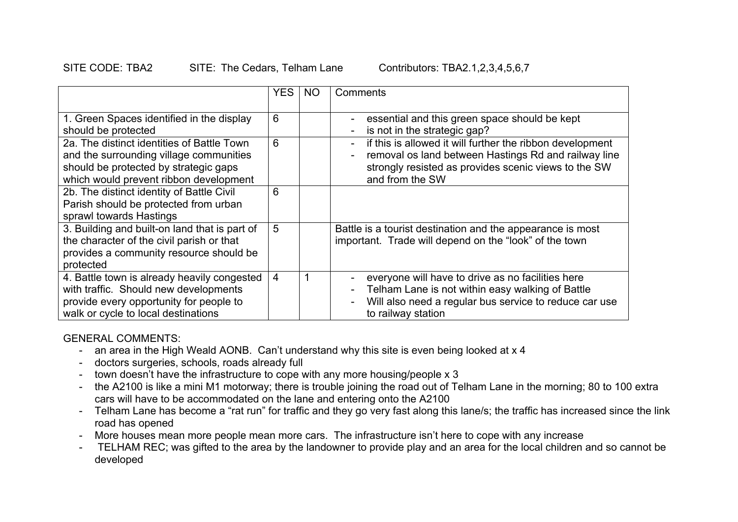SITE CODE: TBA2 SITE: The Cedars, Telham Lane Contributors: TBA2.1,2,3,4,5,6,7

| | YES | NO | Comments |
|---|---|---|---|
| 1. Green Spaces identified in the display should be protected | 6 | | - essential and this green space should be kept<br>- is not in the strategic gap? |
| 2a. The distinct identities of Battle Town and the surrounding village communities should be protected by strategic gaps which would prevent ribbon development | 6 | | - if this is allowed it will further the ribbon development<br>- removal os land between Hastings Rd and railway line strongly resisted as provides scenic views to the SW and from the SW |
| 2b. The distinct identity of Battle Civil Parish should be protected from urban sprawl towards Hastings | 6 | | |
| 3. Building and built-on land that is part of the character of the civil parish or that provides a community resource should be protected | 5 | | Battle is a tourist destination and the appearance is most important. Trade will depend on the "look" of the town |
| 4. Battle town is already heavily congested with traffic. Should new developments provide every opportunity for people to walk or cycle to local destinations | 4 | 1 | - everyone will have to drive as no facilities here<br>- Telham Lane is not within easy walking of Battle<br>- Will also need a regular bus service to reduce car use to railway station |

GENERAL COMMENTS:

- an area in the High Weald AONB. Can't understand why this site is even being looked at x 4
- doctors surgeries, schools, roads already full
- town doesn't have the infrastructure to cope with any more housing/people x 3
- the A2100 is like a mini M1 motorway; there is trouble joining the road out of Telham Lane in the morning; 80 to 100 extra cars will have to be accommodated on the lane and entering onto the A2100
- Telham Lane has become a "rat run" for traffic and they go very fast along this lane/s; the traffic has increased since the link road has opened
- More houses mean more people mean more cars. The infrastructure isn't here to cope with any increase
- TELHAM REC; was gifted to the area by the landowner to provide play and an area for the local children and so cannot be developed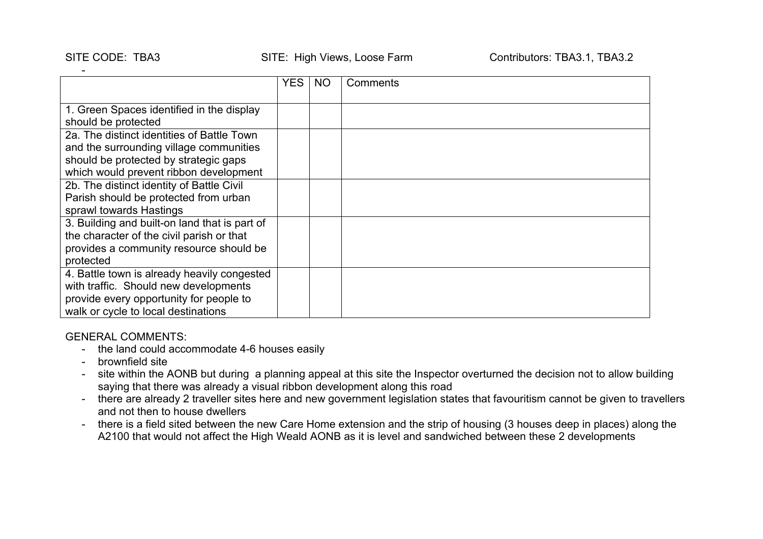SITE CODE: TBA3 SITE: High Views, Loose Farm Contributors: TBA3.1, TBA3.2

-

| | YES | NO | Comments |
|---|---|---|---|
| 1. Green Spaces identified in the display should be protected | | | |
| 2a. The distinct identities of Battle Town and the surrounding village communities should be protected by strategic gaps which would prevent ribbon development | | | |
| 2b. The distinct identity of Battle Civil Parish should be protected from urban sprawl towards Hastings | | | |
| 3. Building and built-on land that is part of the character of the civil parish or that provides a community resource should be protected | | | |
| 4. Battle town is already heavily congested with traffic. Should new developments provide every opportunity for people to walk or cycle to local destinations | | | |

GENERAL COMMENTS:

- the land could accommodate 4-6 houses easily
- brownfield site
- site within the AONB but during a planning appeal at this site the Inspector overturned the decision not to allow building saying that there was already a visual ribbon development along this road
- there are already 2 traveller sites here and new government legislation states that favouritism cannot be given to travellers and not then to house dwellers
- there is a field sited between the new Care Home extension and the strip of housing (3 houses deep in places) along the A2100 that would not affect the High Weald AONB as it is level and sandwiched between these 2 developments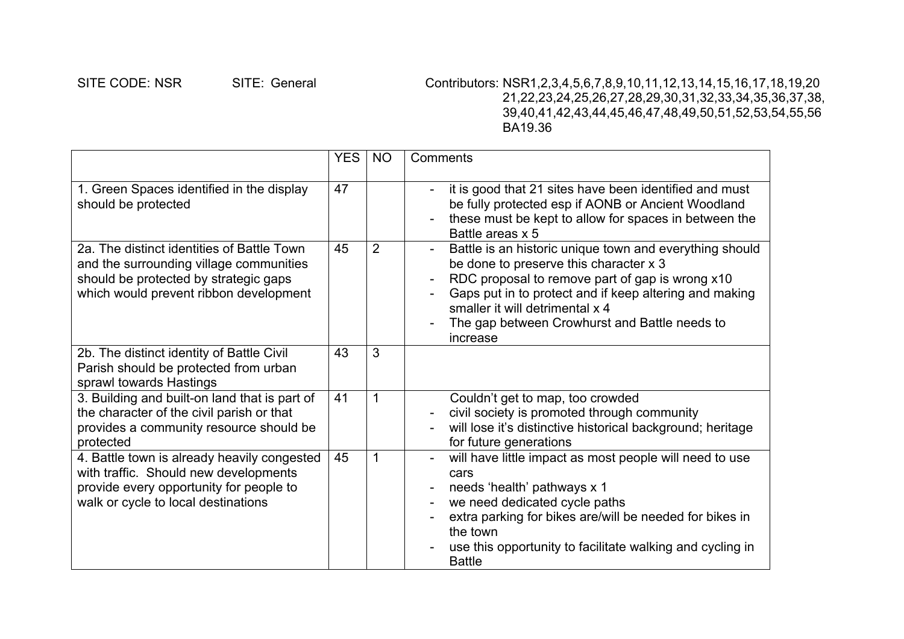SITE CODE: NSR SITE: General Contributors: NSR1,2,3,4,5,6,7,8,9,10,11,12,13,14,15,16,17,18,19,20 21,22,23,24,25,26,27,28,29,30,31,32,33,34,35,36,37,38, 39,40,41,42,43,44,45,46,47,48,49,50,51,52,53,54,55,56 BA19.36

| | YES | NO | Comments |
|---|---|---|---|
| 1. Green Spaces identified in the display should be protected | 47 | | - it is good that 21 sites have been identified and must be fully protected esp if AONB or Ancient Woodland<br>- these must be kept to allow for spaces in between the Battle areas x 5 |
| 2a. The distinct identities of Battle Town and the surrounding village communities should be protected by strategic gaps which would prevent ribbon development | 45 | 2 | - Battle is an historic unique town and everything should be done to preserve this character x 3<br>- RDC proposal to remove part of gap is wrong x10<br>- Gaps put in to protect and if keep altering and making smaller it will detrimental x 4<br>- The gap between Crowhurst and Battle needs to increase |
| 2b. The distinct identity of Battle Civil Parish should be protected from urban sprawl towards Hastings | 43 | 3 | |
| 3. Building and built-on land that is part of the character of the civil parish or that provides a community resource should be protected | 41 | 1 | Couldn't get to map, too crowded<br>- civil society is promoted through community<br>- will lose it's distinctive historical background; heritage for future generations |
| 4. Battle town is already heavily congested with traffic. Should new developments provide every opportunity for people to walk or cycle to local destinations | 45 | 1 | - will have little impact as most people will need to use cars<br>- needs 'health' pathways x 1<br>- we need dedicated cycle paths<br>- extra parking for bikes are/will be needed for bikes in the town<br>- use this opportunity to facilitate walking and cycling in Battle |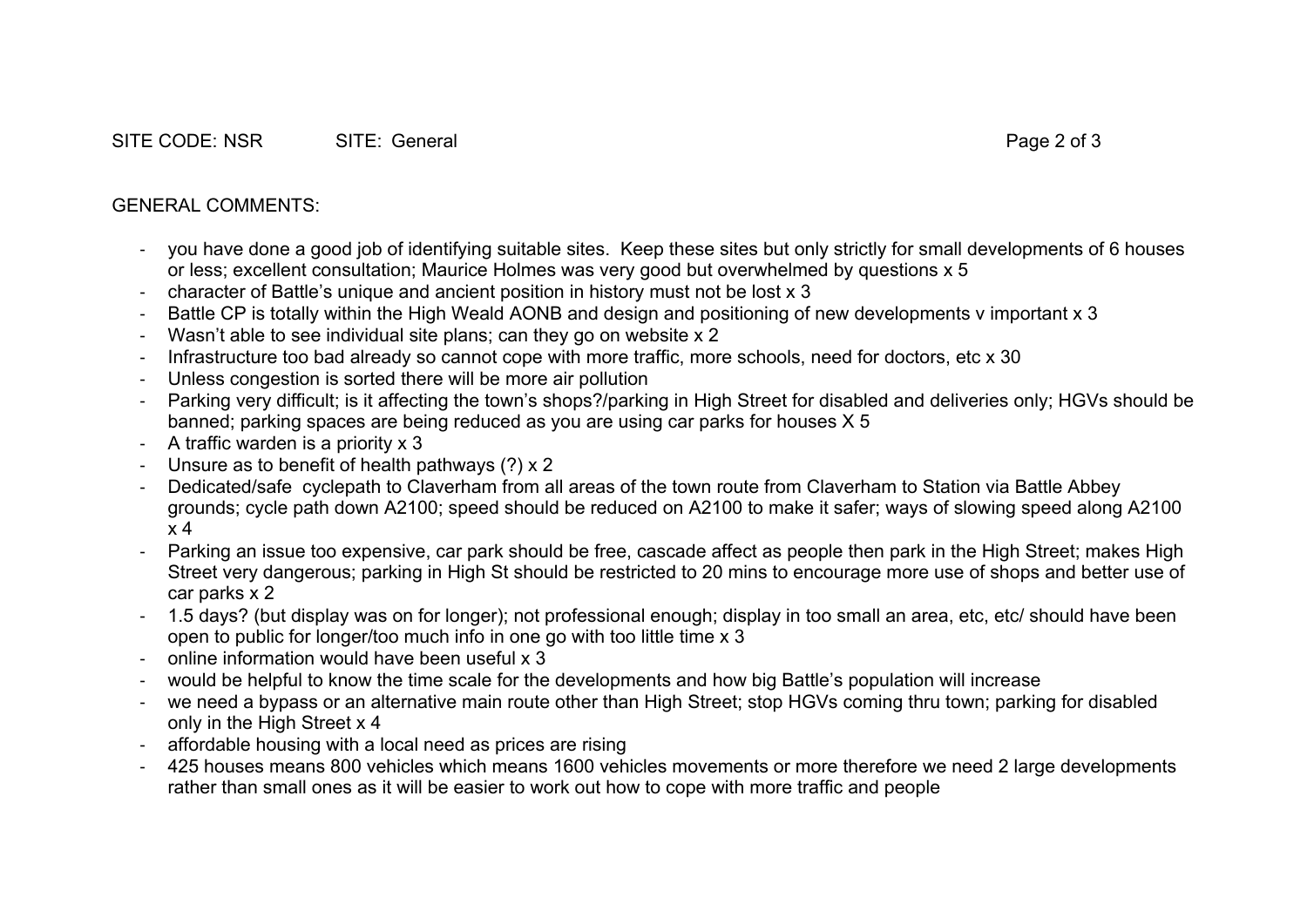SITE CODE: NSR SITE: General

GENERAL COMMENTS:

- you have done a good job of identifying suitable sites. Keep these sites but only strictly for small developments of 6 houses or less; excellent consultation; Maurice Holmes was very good but overwhelmed by questions x 5
- character of Battle's unique and ancient position in history must not be lost x 3
- Battle CP is totally within the High Weald AONB and design and positioning of new developments v important x 3
- Wasn't able to see individual site plans; can they go on website x 2
- Infrastructure too bad already so cannot cope with more traffic, more schools, need for doctors, etc x 30
- Unless congestion is sorted there will be more air pollution
- Parking very difficult; is it affecting the town's shops?/parking in High Street for disabled and deliveries only; HGVs should be banned; parking spaces are being reduced as you are using car parks for houses X 5
- A traffic warden is a priority x 3
- Unsure as to benefit of health pathways (?) x 2
- Dedicated/safe cyclepath to Claverham from all areas of the town route from Claverham to Station via Battle Abbey grounds; cycle path down A2100; speed should be reduced on A2100 to make it safer; ways of slowing speed along A2100 x 4
- Parking an issue too expensive, car park should be free, cascade affect as people then park in the High Street; makes High Street very dangerous; parking in High St should be restricted to 20 mins to encourage more use of shops and better use of car parks x 2
- 1.5 days? (but display was on for longer); not professional enough; display in too small an area, etc, etc/ should have been open to public for longer/too much info in one go with too little time x 3
- online information would have been useful x 3
- would be helpful to know the time scale for the developments and how big Battle's population will increase
- we need a bypass or an alternative main route other than High Street; stop HGVs coming thru town; parking for disabled only in the High Street x 4
- affordable housing with a local need as prices are rising
- 425 houses means 800 vehicles which means 1600 vehicles movements or more therefore we need 2 large developments rather than small ones as it will be easier to work out how to cope with more traffic and people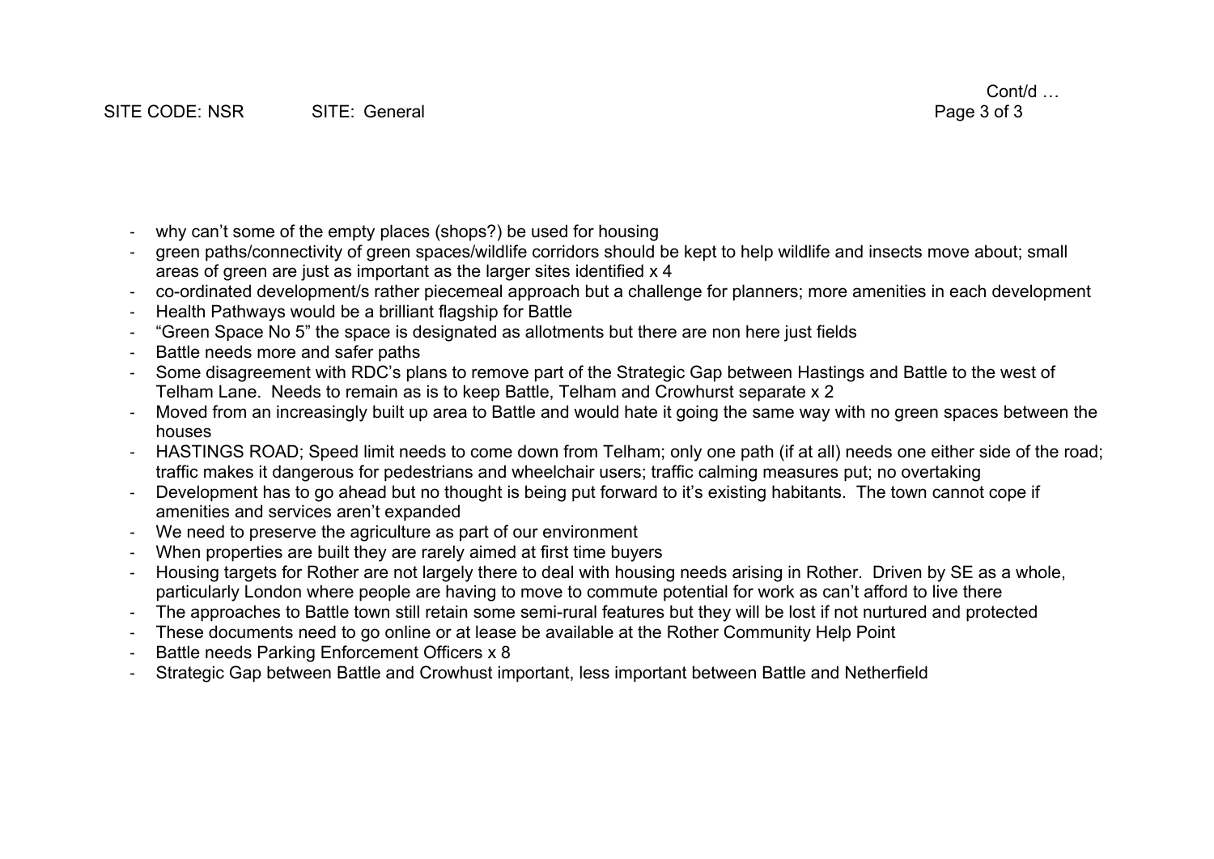SITE CODE: NSR SITE: General

- why can't some of the empty places (shops?) be used for housing
- green paths/connectivity of green spaces/wildlife corridors should be kept to help wildlife and insects move about; small areas of green are just as important as the larger sites identified x 4
- co-ordinated development/s rather piecemeal approach but a challenge for planners; more amenities in each development
- Health Pathways would be a brilliant flagship for Battle
- "Green Space No 5" the space is designated as allotments but there are non here just fields
- Battle needs more and safer paths
- Some disagreement with RDC's plans to remove part of the Strategic Gap between Hastings and Battle to the west of Telham Lane. Needs to remain as is to keep Battle, Telham and Crowhurst separate x 2
- Moved from an increasingly built up area to Battle and would hate it going the same way with no green spaces between the houses
- HASTINGS ROAD; Speed limit needs to come down from Telham; only one path (if at all) needs one either side of the road; traffic makes it dangerous for pedestrians and wheelchair users; traffic calming measures put; no overtaking
- Development has to go ahead but no thought is being put forward to it's existing habitants. The town cannot cope if amenities and services aren't expanded
- We need to preserve the agriculture as part of our environment
- When properties are built they are rarely aimed at first time buyers
- Housing targets for Rother are not largely there to deal with housing needs arising in Rother. Driven by SE as a whole, particularly London where people are having to move to commute potential for work as can't afford to live there
- The approaches to Battle town still retain some semi-rural features but they will be lost if not nurtured and protected
- These documents need to go online or at lease be available at the Rother Community Help Point
- Battle needs Parking Enforcement Officers x 8
- Strategic Gap between Battle and Crowhust important, less important between Battle and Netherfield